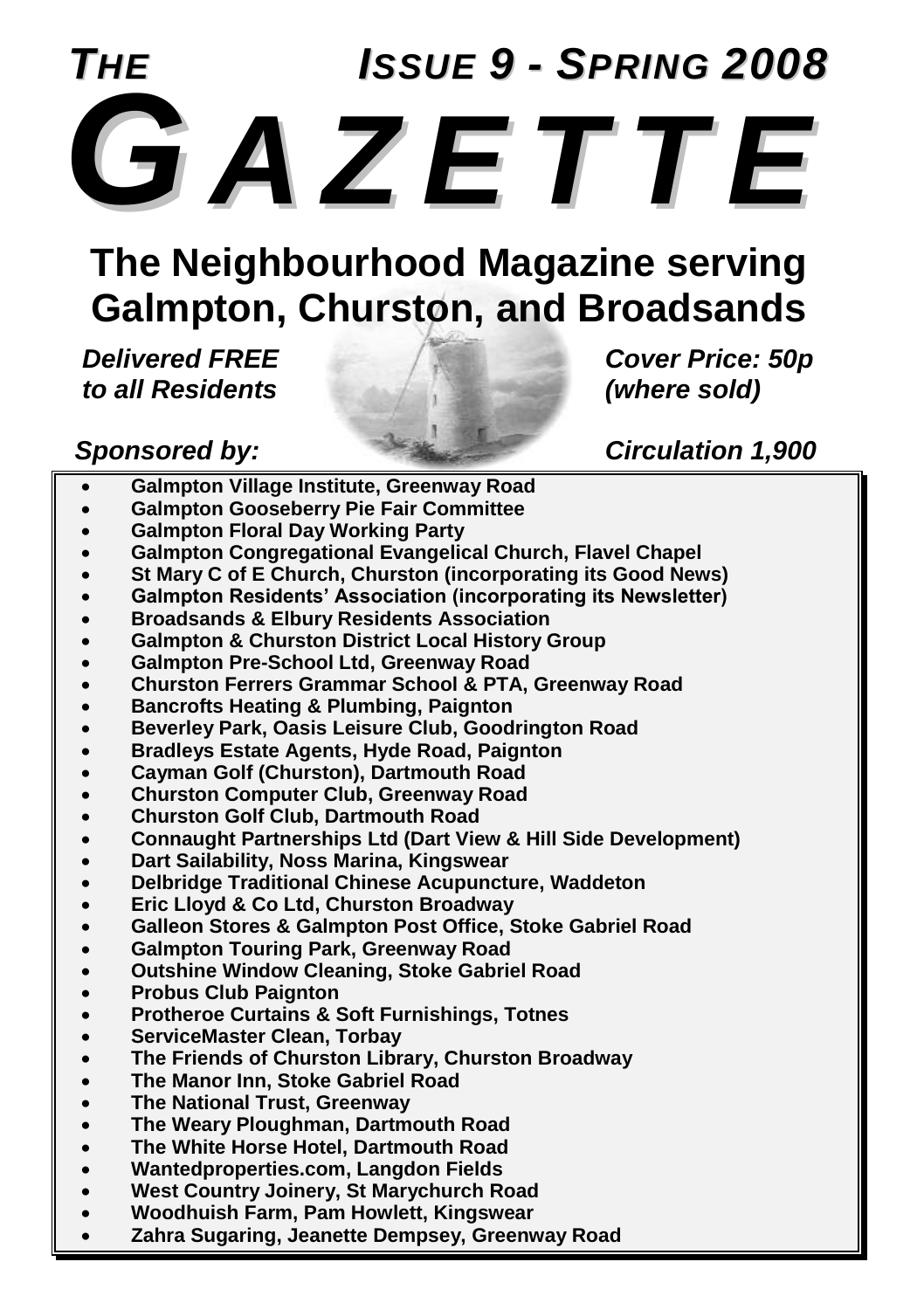# THE GAZETTE

## ISSUE 9 - SPRING 2008

## The Neighbourhood Magazine serving Galmpton, Churston, and Broadsands

*Delivered FREE to all Residents*

*Cover Price: 50p (where sold)*

*Sponsored by:*

*Circulation 1,900*

- **Galmpton Village Institute, Greenway Road**
- **Galmpton Gooseberry Pie Fair Committee**
- **Galmpton Floral Day Working Party**
- **Galmpton Congregational Evangelical Church, Flavel Chapel**
- **St Mary C of E Church, Churston (incorporating its Good News)**
- **Galmpton Residents' Association (incorporating its Newsletter)**
- **Broadsands & Elbury Residents Association**
- **Galmpton & Churston District Local History Group**
- **Galmpton Pre-School Ltd, Greenway Road**
- **Churston Ferrers Grammar School & PTA, Greenway Road**
- **Bancrofts Heating & Plumbing, Paignton**
- **Beverley Park, Oasis Leisure Club, Goodrington Road**
- **Bradleys Estate Agents, Hyde Road, Paignton**
- **Cayman Golf (Churston), Dartmouth Road**
- **Churston Computer Club, Greenway Road**
- **Churston Golf Club, Dartmouth Road**
- **Connaught Partnerships Ltd (Dart View & Hill Side Development)**
- **Dart Sailability, Noss Marina, Kingswear**
- **Delbridge Traditional Chinese Acupuncture, Waddeton**
- **Eric Lloyd & Co Ltd, Churston Broadway**
- **Galleon Stores & Galmpton Post Office, Stoke Gabriel Road**
- **Galmpton Touring Park, Greenway Road**
- **Outshine Window Cleaning, Stoke Gabriel Road**
- **Probus Club Paignton**
- **Protheroe Curtains & Soft Furnishings, Totnes**
- **ServiceMaster Clean, Torbay**
- **The Friends of Churston Library, Churston Broadway**
- **The Manor Inn, Stoke Gabriel Road**
- **The National Trust, Greenway**
- **The Weary Ploughman, Dartmouth Road**
- **The White Horse Hotel, Dartmouth Road**
- **Wantedproperties.com, Langdon Fields**
- **West Country Joinery, St Marychurch Road**
- **Woodhuish Farm, Pam Howlett, Kingswear**
- **Zahra Sugaring, Jeanette Dempsey, Greenway Road**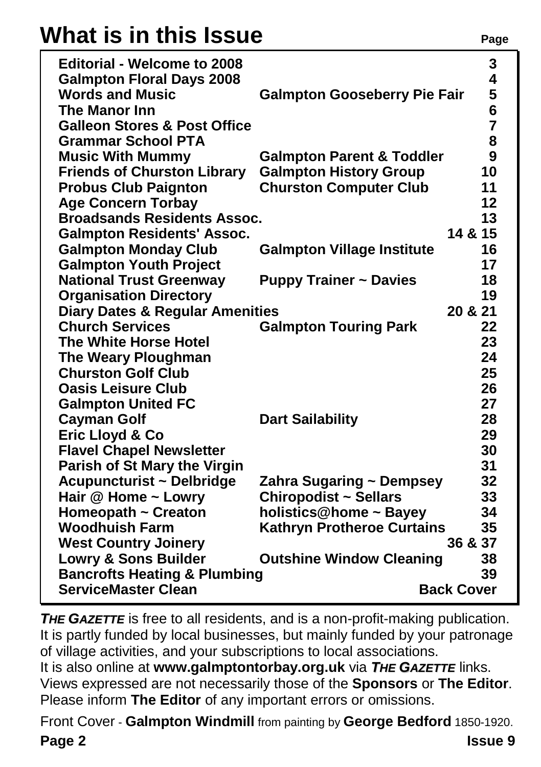# What is in this Issue

| | | Page |
|---|---|---|
| **Editorial - Welcome to 2008** | | **3** |
| **Galmpton Floral Days 2008** | | **4** |
| **Words and Music** | **Galmpton Gooseberry Pie Fair** | **5** |
| **The Manor Inn** | | **6** |
| **Galleon Stores & Post Office** | | **7** |
| **Grammar School PTA** | | **8** |
| **Music With Mummy** | **Galmpton Parent & Toddler** | **9** |
| **Friends of Churston Library** | **Galmpton History Group** | **10** |
| **Probus Club Paignton** | **Churston Computer Club** | **11** |
| **Age Concern Torbay** | | **12** |
| **Broadsands Residents Assoc.** | | **13** |
| **Galmpton Residents' Assoc.** | | **14 & 15** |
| **Galmpton Monday Club** | **Galmpton Village Institute** | **16** |
| **Galmpton Youth Project** | | **17** |
| **National Trust Greenway** | **Puppy Trainer ~ Davies** | **18** |
| **Organisation Directory** | | **19** |
| **Diary Dates & Regular Amenities** | | **20 & 21** |
| **Church Services** | **Galmpton Touring Park** | **22** |
| **The White Horse Hotel** | | **23** |
| **The Weary Ploughman** | | **24** |
| **Churston Golf Club** | | **25** |
| **Oasis Leisure Club** | | **26** |
| **Galmpton United FC** | | **27** |
| **Cayman Golf** | **Dart Sailability** | **28** |
| **Eric Lloyd & Co** | | **29** |
| **Flavel Chapel Newsletter** | | **30** |
| **Parish of St Mary the Virgin** | | **31** |
| **Acupuncturist ~ Delbridge** | **Zahra Sugaring ~ Dempsey** | **32** |
| **Hair @ Home ~ Lowry** | **Chiropodist ~ Sellars** | **33** |
| **Homeopath ~ Creaton** | **holistics@home ~ Bayey** | **34** |
| **Woodhuish Farm** | **Kathryn Protheroe Curtains** | **35** |
| **West Country Joinery** | | **36 & 37** |
| **Lowry & Sons Builder** | **Outshine Window Cleaning** | **38** |
| **Bancrofts Heating & Plumbing** | | **39** |
| **ServiceMaster Clean** | | **Back Cover** |

***THE GAZETTE*** is free to all residents, and is a non-profit-making publication. It is partly funded by local businesses, but mainly funded by your patronage of village activities, and your subscriptions to local associations.
It is also online at **www.galmptontorbay.org.uk** via ***THE GAZETTE*** links.
Views expressed are not necessarily those of the **Sponsors** or **The Editor**.
Please inform **The Editor** of any important errors or omissions.

Front Cover - **Galmpton Windmill** from painting by **George Bedford** 1850-1920.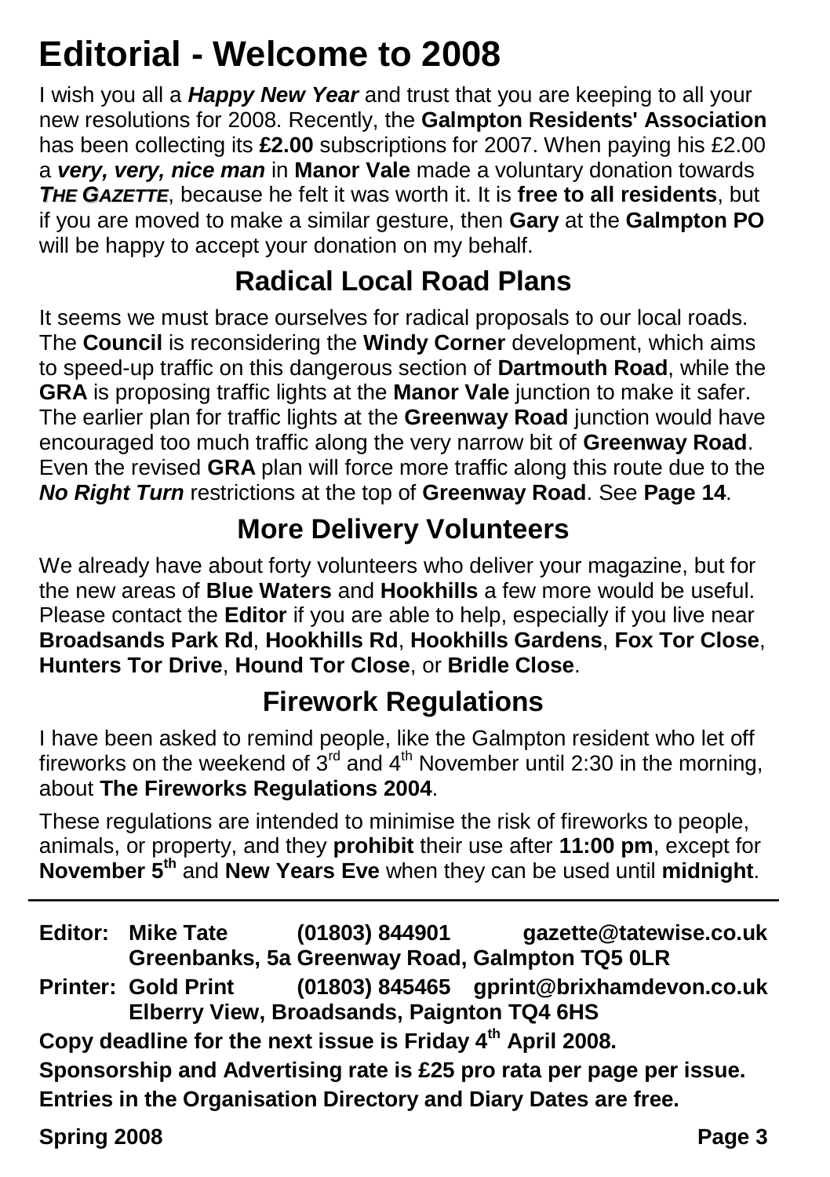# Editorial - Welcome to 2008

I wish you all a ***Happy New Year*** and trust that you are keeping to all your new resolutions for 2008. Recently, the **Galmpton Residents' Association** has been collecting its **£2.00** subscriptions for 2007. When paying his £2.00 a ***very, very, nice man*** in **Manor Vale** made a voluntary donation towards ***THE GAZETTE***, because he felt it was worth it. It is **free to all residents**, but if you are moved to make a similar gesture, then **Gary** at the **Galmpton PO** will be happy to accept your donation on my behalf.

## Radical Local Road Plans

It seems we must brace ourselves for radical proposals to our local roads. The **Council** is reconsidering the **Windy Corner** development, which aims to speed-up traffic on this dangerous section of **Dartmouth Road**, while the **GRA** is proposing traffic lights at the **Manor Vale** junction to make it safer. The earlier plan for traffic lights at the **Greenway Road** junction would have encouraged too much traffic along the very narrow bit of **Greenway Road**. Even the revised **GRA** plan will force more traffic along this route due to the ***No Right Turn*** restrictions at the top of **Greenway Road**. See **Page 14**.

## More Delivery Volunteers

We already have about forty volunteers who deliver your magazine, but for the new areas of **Blue Waters** and **Hookhills** a few more would be useful. Please contact the **Editor** if you are able to help, especially if you live near **Broadsands Park Rd**, **Hookhills Rd**, **Hookhills Gardens**, **Fox Tor Close**, **Hunters Tor Drive**, **Hound Tor Close**, or **Bridle Close**.

## Firework Regulations

I have been asked to remind people, like the Galmpton resident who let off fireworks on the weekend of 3rd and 4th November until 2:30 in the morning, about **The Fireworks Regulations 2004**.

These regulations are intended to minimise the risk of fireworks to people, animals, or property, and they **prohibit** their use after **11:00 pm**, except for **November 5th** and **New Years Eve** when they can be used until **midnight**.

---

**Editor: Mike Tate (01803) 844901 gazette@tatewise.co.uk**
**Greenbanks, 5a Greenway Road, Galmpton TQ5 0LR**

**Printer: Gold Print (01803) 845465 gprint@brixhamdevon.co.uk**
**Elberry View, Broadsands, Paignton TQ4 6HS**

**Copy deadline for the next issue is Friday 4th April 2008.**

**Sponsorship and Advertising rate is £25 pro rata per page per issue.**

**Entries in the Organisation Directory and Diary Dates are free.**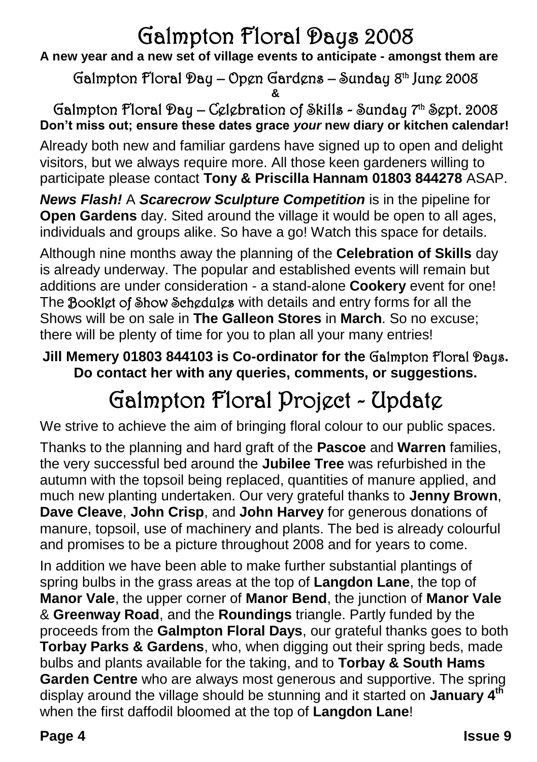# Galmpton Floral Days 2008

**A new year and a new set of village events to anticipate - amongst them are**

Galmpton Floral Day – Open Gardens – Sunday 8th June 2008

&

Galmpton Floral Day – Celebration of Skills - Sunday 7th Sept. 2008

**Don't miss out; ensure these dates grace *your* new diary or kitchen calendar!**

Already both new and familiar gardens have signed up to open and delight visitors, but we always require more. All those keen gardeners willing to participate please contact **Tony & Priscilla Hannam 01803 844278** ASAP.

***News Flash!*** A ***Scarecrow Sculpture Competition*** is in the pipeline for **Open Gardens** day. Sited around the village it would be open to all ages, individuals and groups alike. So have a go! Watch this space for details.

Although nine months away the planning of the **Celebration of Skills** day is already underway. The popular and established events will remain but additions are under consideration - a stand-alone **Cookery** event for one! The Booklet of Show Schedules with details and entry forms for all the Shows will be on sale in **The Galleon Stores** in **March**. So no excuse; there will be plenty of time for you to plan all your many entries!

**Jill Memery 01803 844103 is Co-ordinator for the Galmpton Floral Days. Do contact her with any queries, comments, or suggestions.**

# Galmpton Floral Project - Update

We strive to achieve the aim of bringing floral colour to our public spaces.

Thanks to the planning and hard graft of the **Pascoe** and **Warren** families, the very successful bed around the **Jubilee Tree** was refurbished in the autumn with the topsoil being replaced, quantities of manure applied, and much new planting undertaken. Our very grateful thanks to **Jenny Brown**, **Dave Cleave**, **John Crisp**, and **John Harvey** for generous donations of manure, topsoil, use of machinery and plants. The bed is already colourful and promises to be a picture throughout 2008 and for years to come.

In addition we have been able to make further substantial plantings of spring bulbs in the grass areas at the top of **Langdon Lane**, the top of **Manor Vale**, the upper corner of **Manor Bend**, the junction of **Manor Vale** & **Greenway Road**, and the **Roundings** triangle. Partly funded by the proceeds from the **Galmpton Floral Days**, our grateful thanks goes to both **Torbay Parks & Gardens**, who, when digging out their spring beds, made bulbs and plants available for the taking, and to **Torbay & South Hams Garden Centre** who are always most generous and supportive. The spring display around the village should be stunning and it started on **January 4th** when the first daffodil bloomed at the top of **Langdon Lane**!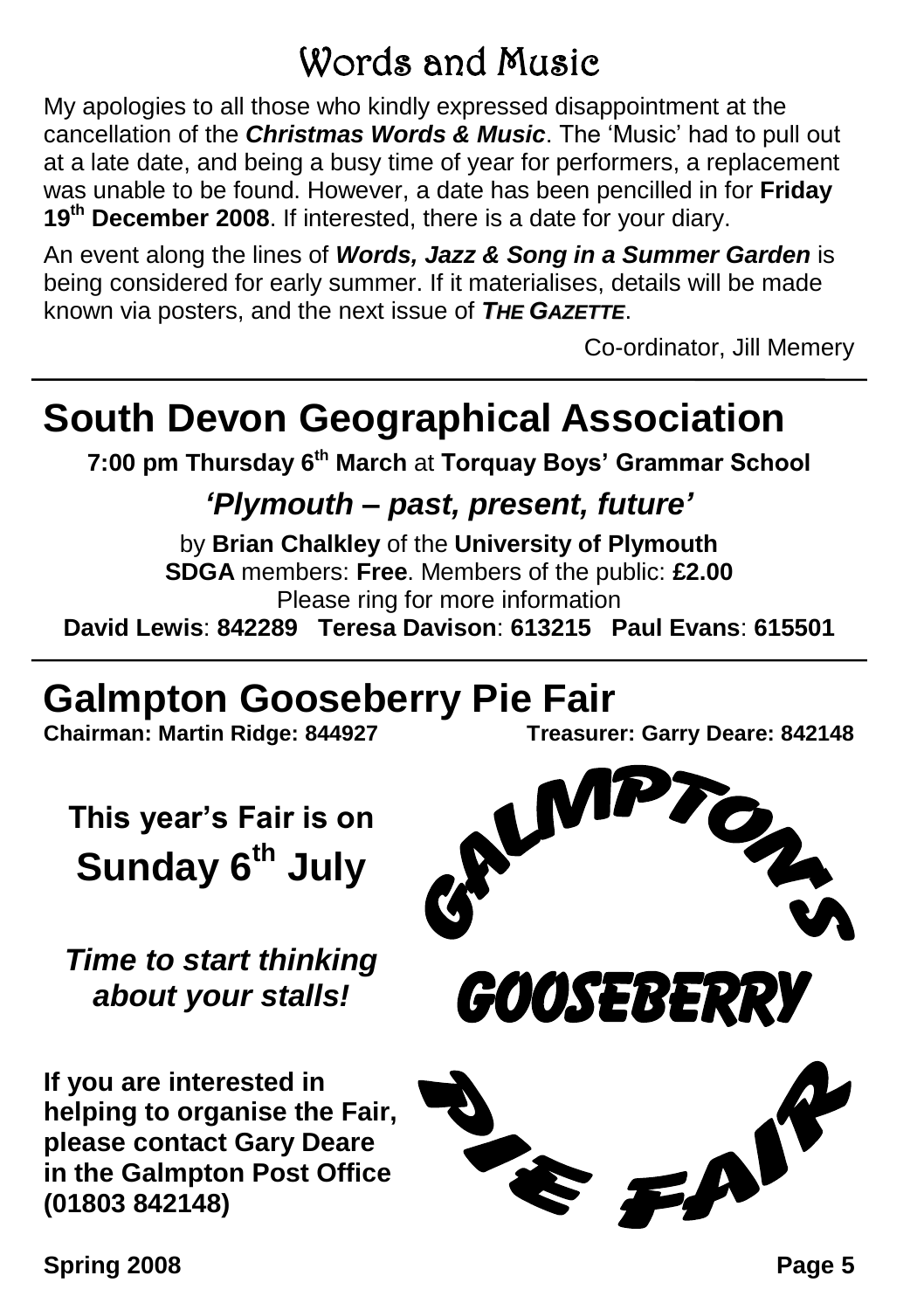# Words and Music

My apologies to all those who kindly expressed disappointment at the cancellation of the ***Christmas Words & Music***. The 'Music' had to pull out at a late date, and being a busy time of year for performers, a replacement was unable to be found. However, a date has been pencilled in for **Friday 19th December 2008**. If interested, there is a date for your diary.

An event along the lines of ***Words, Jazz & Song in a Summer Garden*** is being considered for early summer. If it materialises, details will be made known via posters, and the next issue of ***THE GAZETTE***.

Co-ordinator, Jill Memery

---

# South Devon Geographical Association

**7:00 pm Thursday 6th March** at **Torquay Boys' Grammar School**

## *'Plymouth – past, present, future'*

by **Brian Chalkley** of the **University of Plymouth**
**SDGA** members: **Free**. Members of the public: **£2.00**
Please ring for more information
**David Lewis**: **842289** **Teresa Davison**: **613215** **Paul Evans**: **615501**

---

# Galmpton Gooseberry Pie Fair

**Chairman: Martin Ridge: 844927** **Treasurer: Garry Deare: 842148**

## This year's Fair is on Sunday 6th July

### *Time to start thinking about your stalls!*

**If you are interested in helping to organise the Fair, please contact Gary Deare in the Galmpton Post Office (01803 842148)**

GALMPTON'S GOOSEBERRY PIE FAIR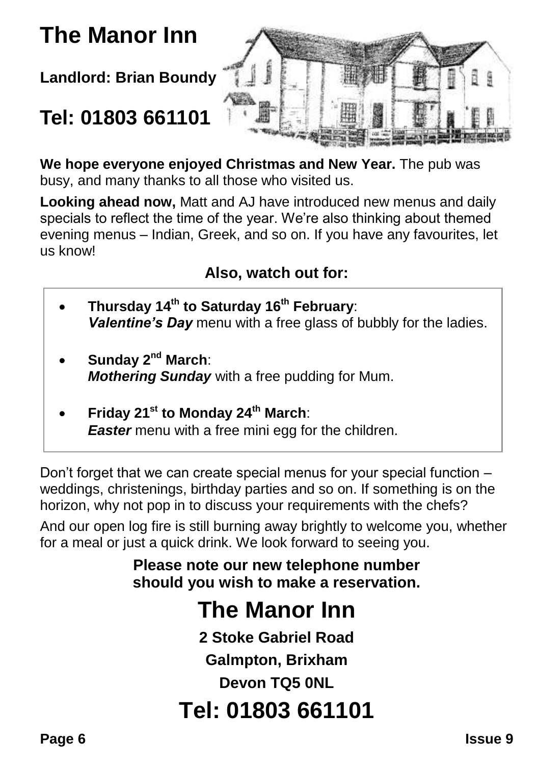# The Manor Inn

**Landlord: Brian Boundy**

## Tel: 01803 661101

**We hope everyone enjoyed Christmas and New Year.** The pub was busy, and many thanks to all those who visited us.

**Looking ahead now,** Matt and AJ have introduced new menus and daily specials to reflect the time of the year. We're also thinking about themed evening menus – Indian, Greek, and so on. If you have any favourites, let us know!

### Also, watch out for:

- **Thursday 14th to Saturday 16th February**:
  ***Valentine's Day*** menu with a free glass of bubbly for the ladies.
- **Sunday 2nd March**:
  ***Mothering Sunday*** with a free pudding for Mum.
- **Friday 21st to Monday 24th March**:
  ***Easter*** menu with a free mini egg for the children.

Don't forget that we can create special menus for your special function – weddings, christenings, birthday parties and so on. If something is on the horizon, why not pop in to discuss your requirements with the chefs?

And our open log fire is still burning away brightly to welcome you, whether for a meal or just a quick drink. We look forward to seeing you.

**Please note our new telephone number should you wish to make a reservation.**

# The Manor Inn

**2 Stoke Gabriel Road**

**Galmpton, Brixham**

**Devon TQ5 0NL**

# Tel: 01803 661101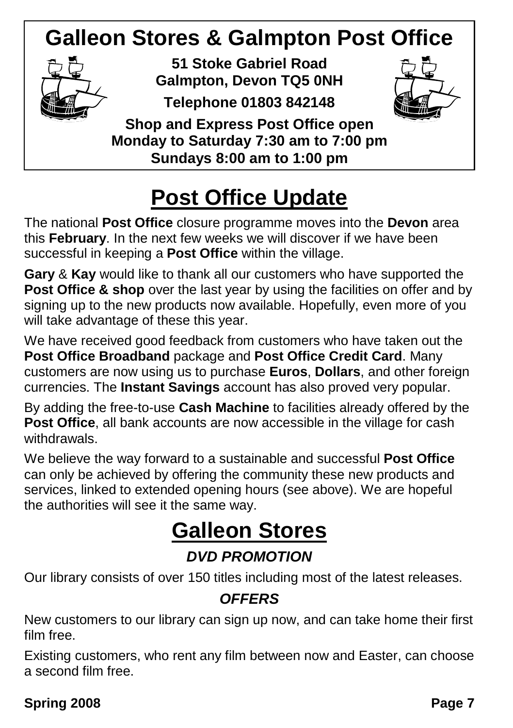# Galleon Stores & Galmpton Post Office

**51 Stoke Gabriel Road**
**Galmpton, Devon TQ5 0NH**

**Telephone 01803 842148**

**Shop and Express Post Office open**
**Monday to Saturday 7:30 am to 7:00 pm**
**Sundays 8:00 am to 1:00 pm**

## Post Office Update

The national **Post Office** closure programme moves into the **Devon** area this **February**. In the next few weeks we will discover if we have been successful in keeping a **Post Office** within the village.

**Gary** & **Kay** would like to thank all our customers who have supported the **Post Office & shop** over the last year by using the facilities on offer and by signing up to the new products now available. Hopefully, even more of you will take advantage of these this year.

We have received good feedback from customers who have taken out the **Post Office Broadband** package and **Post Office Credit Card**. Many customers are now using us to purchase **Euros**, **Dollars**, and other foreign currencies. The **Instant Savings** account has also proved very popular.

By adding the free-to-use **Cash Machine** to facilities already offered by the **Post Office**, all bank accounts are now accessible in the village for cash withdrawals.

We believe the way forward to a sustainable and successful **Post Office** can only be achieved by offering the community these new products and services, linked to extended opening hours (see above). We are hopeful the authorities will see it the same way.

## Galleon Stores

### *DVD PROMOTION*

Our library consists of over 150 titles including most of the latest releases.

### *OFFERS*

New customers to our library can sign up now, and can take home their first film free.

Existing customers, who rent any film between now and Easter, can choose a second film free.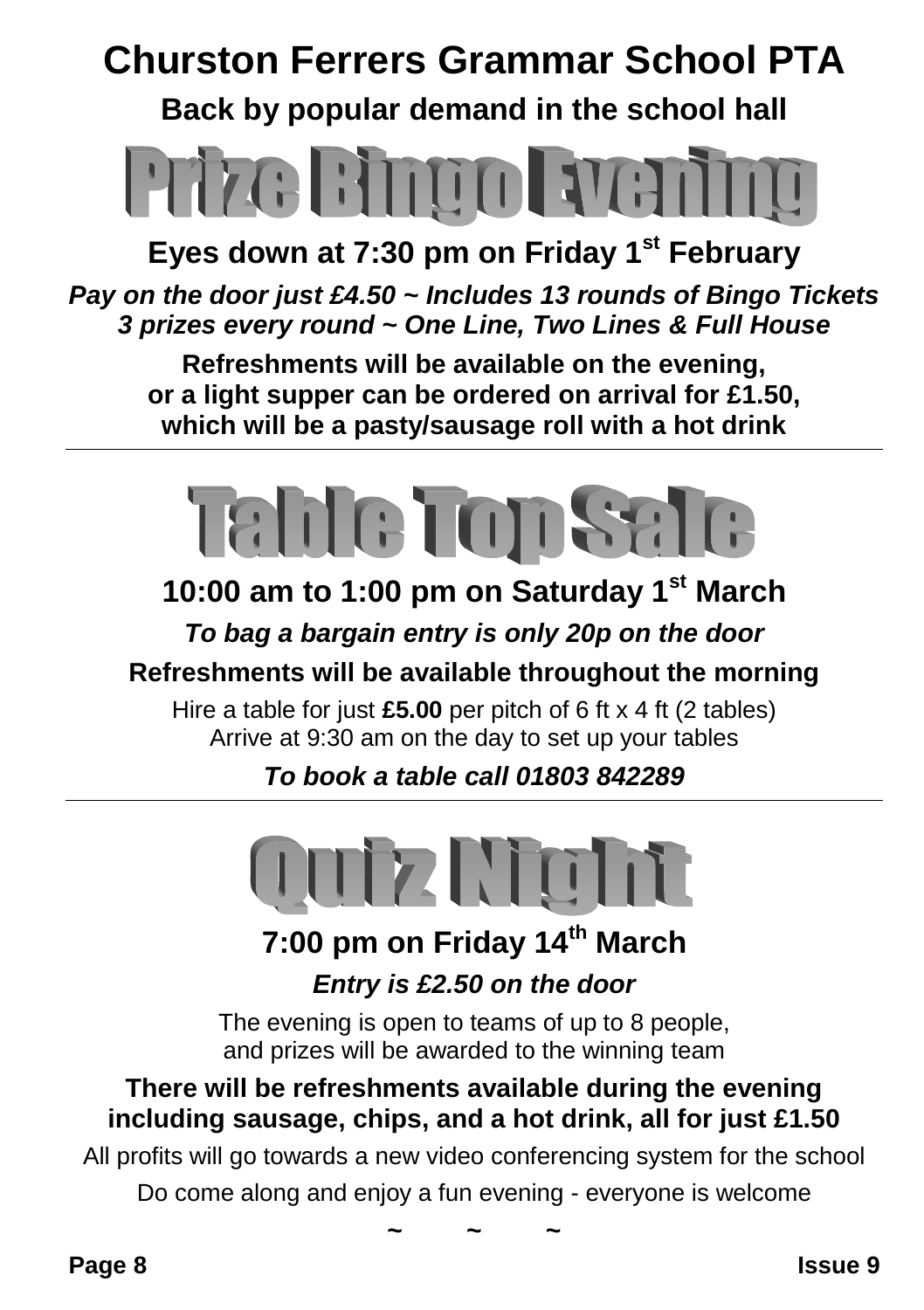# Churston Ferrers Grammar School PTA

**Back by popular demand in the school hall**

## Prize Bingo Evening

**Eyes down at 7:30 pm on Friday 1st February**

***Pay on the door just £4.50 ~ Includes 13 rounds of Bingo Tickets***
***3 prizes every round ~ One Line, Two Lines & Full House***

**Refreshments will be available on the evening,**
**or a light supper can be ordered on arrival for £1.50,**
**which will be a pasty/sausage roll with a hot drink**

---

## Table Top Sale

**10:00 am to 1:00 pm on Saturday 1st March**

***To bag a bargain entry is only 20p on the door***

**Refreshments will be available throughout the morning**

Hire a table for just **£5.00** per pitch of 6 ft x 4 ft (2 tables)
Arrive at 9:30 am on the day to set up your tables

***To book a table call 01803 842289***

---

## Quiz Night

**7:00 pm on Friday 14th March**

***Entry is £2.50 on the door***

The evening is open to teams of up to 8 people,
and prizes will be awarded to the winning team

**There will be refreshments available during the evening**
**including sausage, chips, and a hot drink, all for just £1.50**

All profits will go towards a new video conferencing system for the school

Do come along and enjoy a fun evening - everyone is welcome

~ ~ ~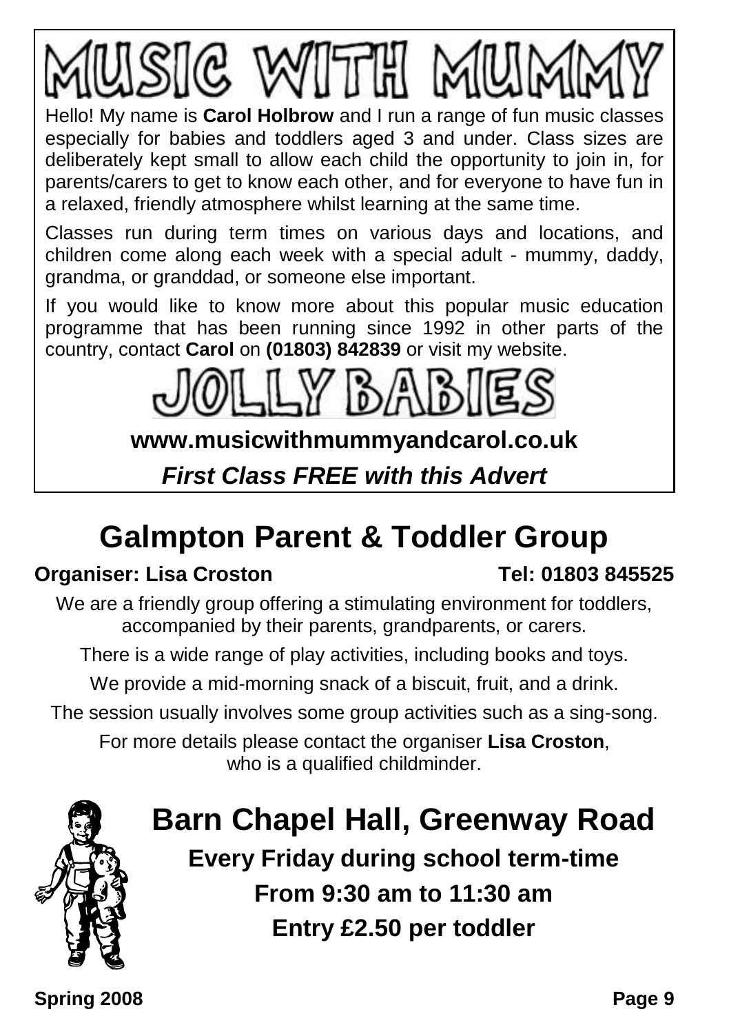# MUSIC WITH MUMMY

Hello! My name is **Carol Holbrow** and I run a range of fun music classes especially for babies and toddlers aged 3 and under. Class sizes are deliberately kept small to allow each child the opportunity to join in, for parents/carers to get to know each other, and for everyone to have fun in a relaxed, friendly atmosphere whilst learning at the same time.

Classes run during term times on various days and locations, and children come along each week with a special adult - mummy, daddy, grandma, or granddad, or someone else important.

If you would like to know more about this popular music education programme that has been running since 1992 in other parts of the country, contact **Carol** on **(01803) 842839** or visit my website.

JOLLY BABIES

**www.musicwithmummyandcarol.co.uk**

***First Class FREE with this Advert***

# Galmpton Parent & Toddler Group

**Organiser: Lisa Croston** **Tel: 01803 845525**

We are a friendly group offering a stimulating environment for toddlers, accompanied by their parents, grandparents, or carers.

There is a wide range of play activities, including books and toys.

We provide a mid-morning snack of a biscuit, fruit, and a drink.

The session usually involves some group activities such as a sing-song.

For more details please contact the organiser **Lisa Croston**, who is a qualified childminder.

## Barn Chapel Hall, Greenway Road

**Every Friday during school term-time**

**From 9:30 am to 11:30 am**

**Entry £2.50 per toddler**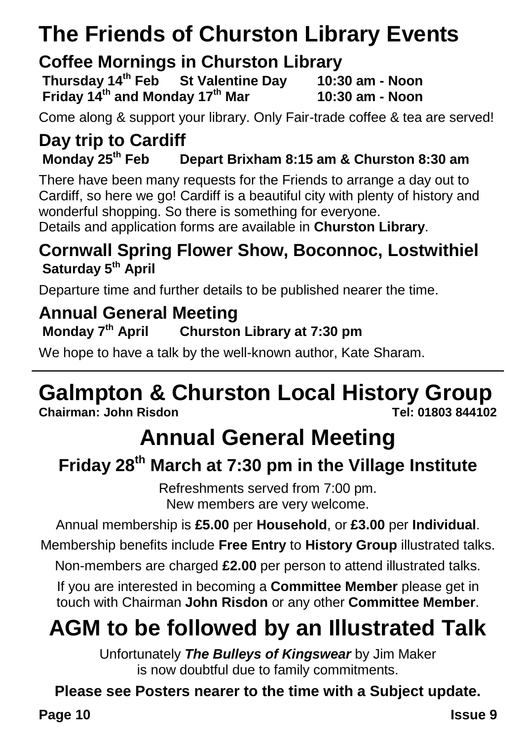# The Friends of Churston Library Events

## Coffee Mornings in Churston Library

**Thursday 14th Feb St Valentine Day 10:30 am - Noon**
**Friday 14th and Monday 17th Mar 10:30 am - Noon**

Come along & support your library. Only Fair-trade coffee & tea are served!

## Day trip to Cardiff

**Monday 25th Feb Depart Brixham 8:15 am & Churston 8:30 am**

There have been many requests for the Friends to arrange a day out to Cardiff, so here we go! Cardiff is a beautiful city with plenty of history and wonderful shopping. So there is something for everyone.
Details and application forms are available in **Churston Library**.

## Cornwall Spring Flower Show, Boconnoc, Lostwithiel

**Saturday 5th April**

Departure time and further details to be published nearer the time.

## Annual General Meeting

**Monday 7th April Churston Library at 7:30 pm**

We hope to have a talk by the well-known author, Kate Sharam.

---

# Galmpton & Churston Local History Group

**Chairman: John Risdon Tel: 01803 844102**

## Annual General Meeting

### Friday 28th March at 7:30 pm in the Village Institute

Refreshments served from 7:00 pm.
New members are very welcome.

Annual membership is **£5.00** per **Household**, or **£3.00** per **Individual**.

Membership benefits include **Free Entry** to **History Group** illustrated talks.

Non-members are charged **£2.00** per person to attend illustrated talks.

If you are interested in becoming a **Committee Member** please get in touch with Chairman **John Risdon** or any other **Committee Member**.

## AGM to be followed by an Illustrated Talk

Unfortunately ***The Bulleys of Kingswear*** by Jim Maker is now doubtful due to family commitments.

**Please see Posters nearer to the time with a Subject update.**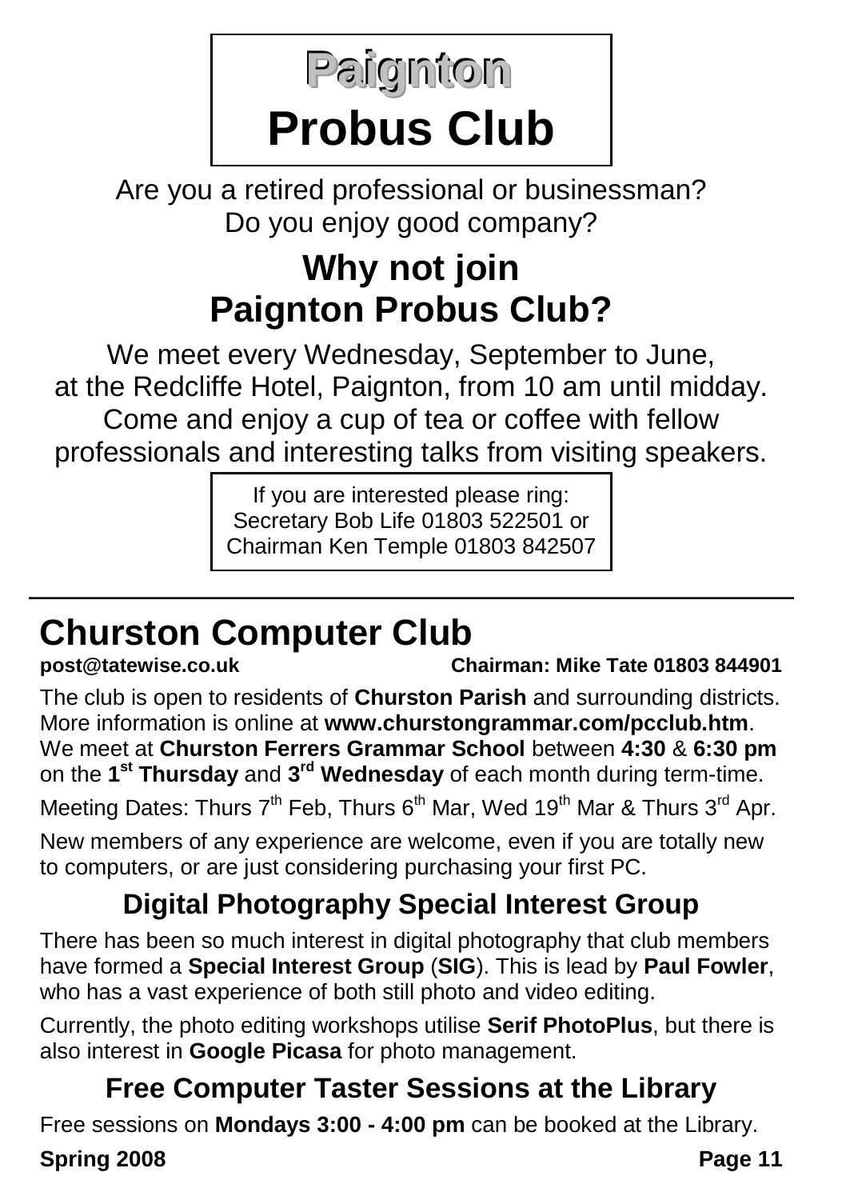# Paignton Probus Club

Are you a retired professional or businessman?
Do you enjoy good company?

## Why not join Paignton Probus Club?

We meet every Wednesday, September to June,
at the Redcliffe Hotel, Paignton, from 10 am until midday.
Come and enjoy a cup of tea or coffee with fellow professionals and interesting talks from visiting speakers.

If you are interested please ring:
Secretary Bob Life 01803 522501 or
Chairman Ken Temple 01803 842507

---

# Churston Computer Club

**post@tatewise.co.uk** **Chairman: Mike Tate 01803 844901**

The club is open to residents of **Churston Parish** and surrounding districts. More information is online at **www.churstongrammar.com/pcclub.htm**. We meet at **Churston Ferrers Grammar School** between **4:30** & **6:30 pm** on the **1st Thursday** and **3rd Wednesday** of each month during term-time.

Meeting Dates: Thurs 7th Feb, Thurs 6th Mar, Wed 19th Mar & Thurs 3rd Apr.

New members of any experience are welcome, even if you are totally new to computers, or are just considering purchasing your first PC.

## Digital Photography Special Interest Group

There has been so much interest in digital photography that club members have formed a **Special Interest Group** (**SIG**). This is lead by **Paul Fowler**, who has a vast experience of both still photo and video editing.

Currently, the photo editing workshops utilise **Serif PhotoPlus**, but there is also interest in **Google Picasa** for photo management.

## Free Computer Taster Sessions at the Library

Free sessions on **Mondays 3:00 - 4:00 pm** can be booked at the Library.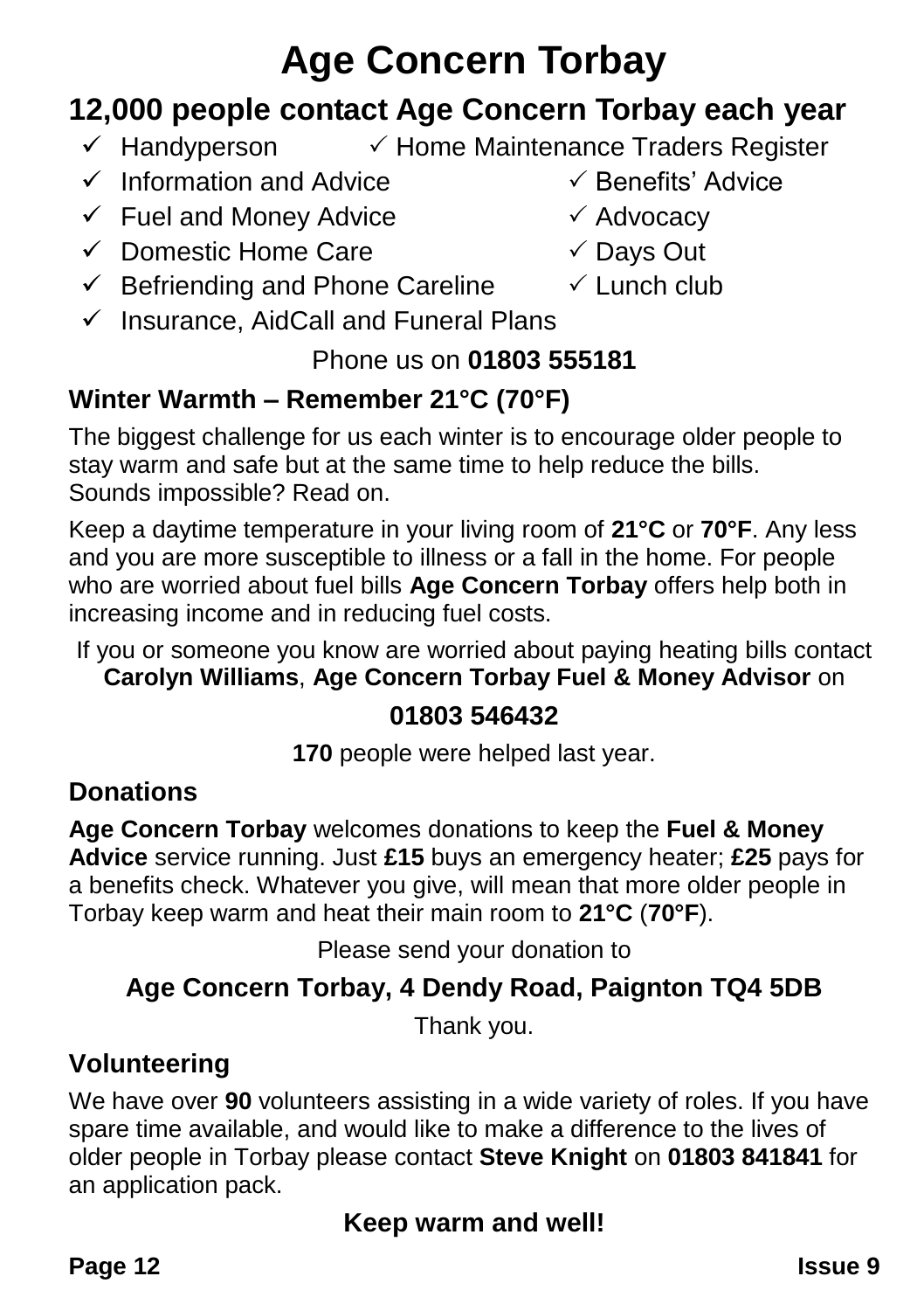# Age Concern Torbay

## 12,000 people contact Age Concern Torbay each year

- ✓ Handyperson
- ✓ Home Maintenance Traders Register
- ✓ Information and Advice
- ✓ Benefits' Advice
- ✓ Fuel and Money Advice
- ✓ Advocacy
- ✓ Domestic Home Care
- ✓ Days Out
- ✓ Befriending and Phone Careline
- ✓ Lunch club
- ✓ Insurance, AidCall and Funeral Plans

Phone us on **01803 555181**

### Winter Warmth – Remember 21°C (70°F)

The biggest challenge for us each winter is to encourage older people to stay warm and safe but at the same time to help reduce the bills. Sounds impossible? Read on.

Keep a daytime temperature in your living room of **21°C** or **70°F**. Any less and you are more susceptible to illness or a fall in the home. For people who are worried about fuel bills **Age Concern Torbay** offers help both in increasing income and in reducing fuel costs.

If you or someone you know are worried about paying heating bills contact **Carolyn Williams**, **Age Concern Torbay Fuel & Money Advisor** on

**01803 546432**

**170** people were helped last year.

### Donations

**Age Concern Torbay** welcomes donations to keep the **Fuel & Money Advice** service running. Just **£15** buys an emergency heater; **£25** pays for a benefits check. Whatever you give, will mean that more older people in Torbay keep warm and heat their main room to **21°C** (**70°F**).

Please send your donation to

**Age Concern Torbay, 4 Dendy Road, Paignton TQ4 5DB**

Thank you.

### Volunteering

We have over **90** volunteers assisting in a wide variety of roles. If you have spare time available, and would like to make a difference to the lives of older people in Torbay please contact **Steve Knight** on **01803 841841** for an application pack.

**Keep warm and well!**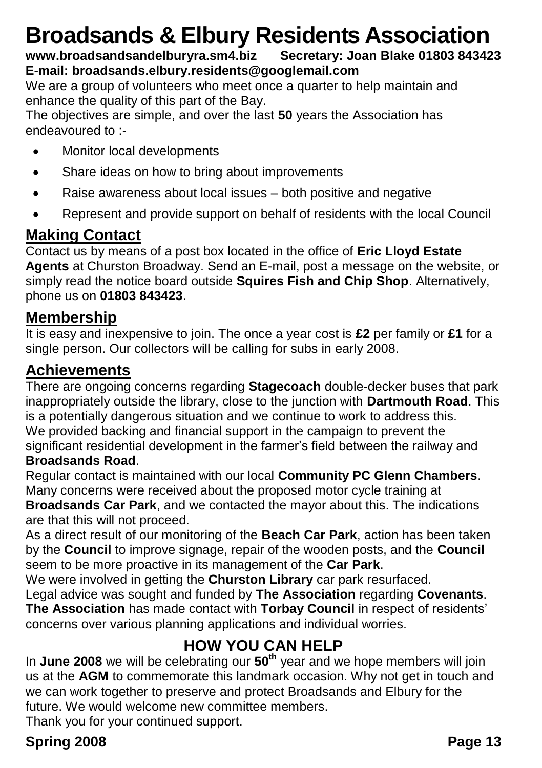# Broadsands & Elbury Residents Association

**www.broadsandsandelburyra.sm4.biz Secretary: Joan Blake 01803 843423**
**E-mail: broadsands.elbury.residents@googlemail.com**

We are a group of volunteers who meet once a quarter to help maintain and enhance the quality of this part of the Bay.

The objectives are simple, and over the last **50** years the Association has endeavoured to :-

- Monitor local developments
- Share ideas on how to bring about improvements
- Raise awareness about local issues – both positive and negative
- Represent and provide support on behalf of residents with the local Council

## Making Contact

Contact us by means of a post box located in the office of **Eric Lloyd Estate Agents** at Churston Broadway. Send an E-mail, post a message on the website, or simply read the notice board outside **Squires Fish and Chip Shop**. Alternatively, phone us on **01803 843423**.

## Membership

It is easy and inexpensive to join. The once a year cost is **£2** per family or **£1** for a single person. Our collectors will be calling for subs in early 2008.

## Achievements

There are ongoing concerns regarding **Stagecoach** double-decker buses that park inappropriately outside the library, close to the junction with **Dartmouth Road**. This is a potentially dangerous situation and we continue to work to address this.

We provided backing and financial support in the campaign to prevent the significant residential development in the farmer's field between the railway and **Broadsands Road**.

Regular contact is maintained with our local **Community PC Glenn Chambers**.

Many concerns were received about the proposed motor cycle training at **Broadsands Car Park**, and we contacted the mayor about this. The indications are that this will not proceed.

As a direct result of our monitoring of the **Beach Car Park**, action has been taken by the **Council** to improve signage, repair of the wooden posts, and the **Council** seem to be more proactive in its management of the **Car Park**.

We were involved in getting the **Churston Library** car park resurfaced.

Legal advice was sought and funded by **The Association** regarding **Covenants**.

**The Association** has made contact with **Torbay Council** in respect of residents' concerns over various planning applications and individual worries.

## HOW YOU CAN HELP

In **June 2008** we will be celebrating our **50th** year and we hope members will join us at the **AGM** to commemorate this landmark occasion. Why not get in touch and we can work together to preserve and protect Broadsands and Elbury for the future. We would welcome new committee members.

Thank you for your continued support.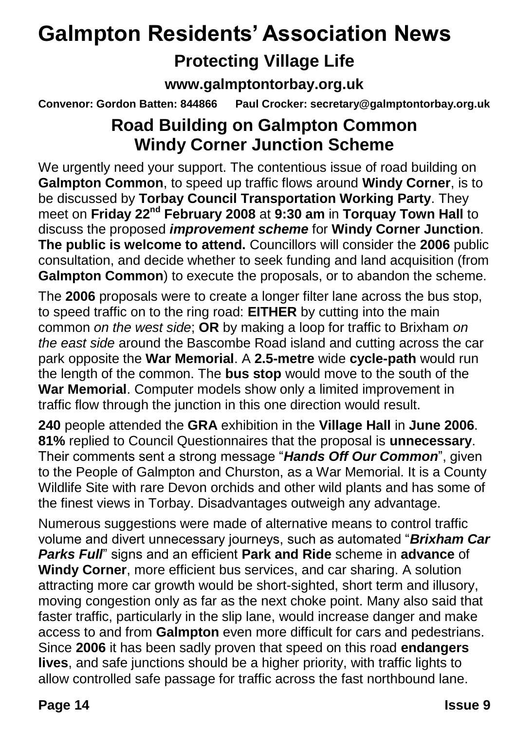# Galmpton Residents' Association News

## Protecting Village Life

**www.galmptontorbay.org.uk**

**Convenor: Gordon Batten: 844866 Paul Crocker: secretary@galmptontorbay.org.uk**

## Road Building on Galmpton Common
## Windy Corner Junction Scheme

We urgently need your support. The contentious issue of road building on **Galmpton Common**, to speed up traffic flows around **Windy Corner**, is to be discussed by **Torbay Council Transportation Working Party**. They meet on **Friday 22nd February 2008** at **9:30 am** in **Torquay Town Hall** to discuss the proposed ***improvement scheme*** for **Windy Corner Junction**. **The public is welcome to attend.** Councillors will consider the **2006** public consultation, and decide whether to seek funding and land acquisition (from **Galmpton Common**) to execute the proposals, or to abandon the scheme.

The **2006** proposals were to create a longer filter lane across the bus stop, to speed traffic on to the ring road: **EITHER** by cutting into the main common *on the west side*; **OR** by making a loop for traffic to Brixham *on the east side* around the Bascombe Road island and cutting across the car park opposite the **War Memorial**. A **2.5-metre** wide **cycle-path** would run the length of the common. The **bus stop** would move to the south of the **War Memorial**. Computer models show only a limited improvement in traffic flow through the junction in this one direction would result.

**240** people attended the **GRA** exhibition in the **Village Hall** in **June 2006**. **81%** replied to Council Questionnaires that the proposal is **unnecessary**. Their comments sent a strong message "***Hands Off Our Common***", given to the People of Galmpton and Churston, as a War Memorial. It is a County Wildlife Site with rare Devon orchids and other wild plants and has some of the finest views in Torbay. Disadvantages outweigh any advantage.

Numerous suggestions were made of alternative means to control traffic volume and divert unnecessary journeys, such as automated "***Brixham Car Parks Full***" signs and an efficient **Park and Ride** scheme in **advance** of **Windy Corner**, more efficient bus services, and car sharing. A solution attracting more car growth would be short-sighted, short term and illusory, moving congestion only as far as the next choke point. Many also said that faster traffic, particularly in the slip lane, would increase danger and make access to and from **Galmpton** even more difficult for cars and pedestrians. Since **2006** it has been sadly proven that speed on this road **endangers lives**, and safe junctions should be a higher priority, with traffic lights to allow controlled safe passage for traffic across the fast northbound lane.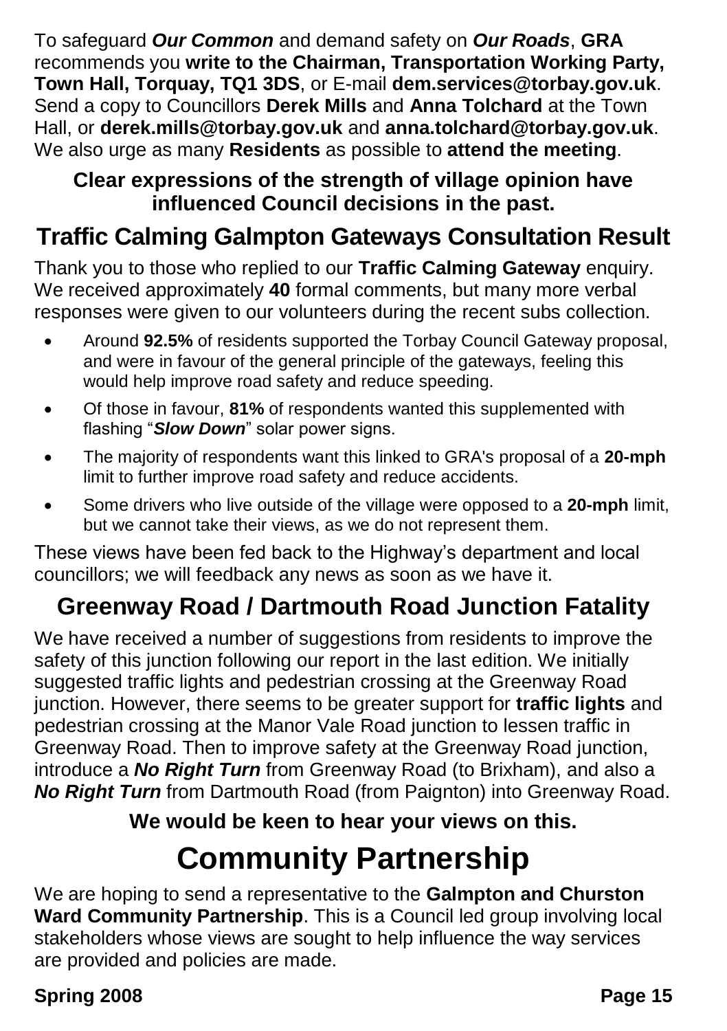To safeguard ***Our Common*** and demand safety on ***Our Roads***, **GRA** recommends you **write to the Chairman, Transportation Working Party, Town Hall, Torquay, TQ1 3DS**, or E-mail **dem.services@torbay.gov.uk**. Send a copy to Councillors **Derek Mills** and **Anna Tolchard** at the Town Hall, or **derek.mills@torbay.gov.uk** and **anna.tolchard@torbay.gov.uk**. We also urge as many **Residents** as possible to **attend the meeting**.

**Clear expressions of the strength of village opinion have influenced Council decisions in the past.**

## Traffic Calming Galmpton Gateways Consultation Result

Thank you to those who replied to our **Traffic Calming Gateway** enquiry. We received approximately **40** formal comments, but many more verbal responses were given to our volunteers during the recent subs collection.

- Around **92.5%** of residents supported the Torbay Council Gateway proposal, and were in favour of the general principle of the gateways, feeling this would help improve road safety and reduce speeding.
- Of those in favour, **81%** of respondents wanted this supplemented with flashing "***Slow Down***" solar power signs.
- The majority of respondents want this linked to GRA's proposal of a **20-mph** limit to further improve road safety and reduce accidents.
- Some drivers who live outside of the village were opposed to a **20-mph** limit, but we cannot take their views, as we do not represent them.

These views have been fed back to the Highway's department and local councillors; we will feedback any news as soon as we have it.

## Greenway Road / Dartmouth Road Junction Fatality

We have received a number of suggestions from residents to improve the safety of this junction following our report in the last edition. We initially suggested traffic lights and pedestrian crossing at the Greenway Road junction. However, there seems to be greater support for **traffic lights** and pedestrian crossing at the Manor Vale Road junction to lessen traffic in Greenway Road. Then to improve safety at the Greenway Road junction, introduce a ***No Right Turn*** from Greenway Road (to Brixham), and also a ***No Right Turn*** from Dartmouth Road (from Paignton) into Greenway Road.

**We would be keen to hear your views on this.**

# Community Partnership

We are hoping to send a representative to the **Galmpton and Churston Ward Community Partnership**. This is a Council led group involving local stakeholders whose views are sought to help influence the way services are provided and policies are made.

**Spring 2008**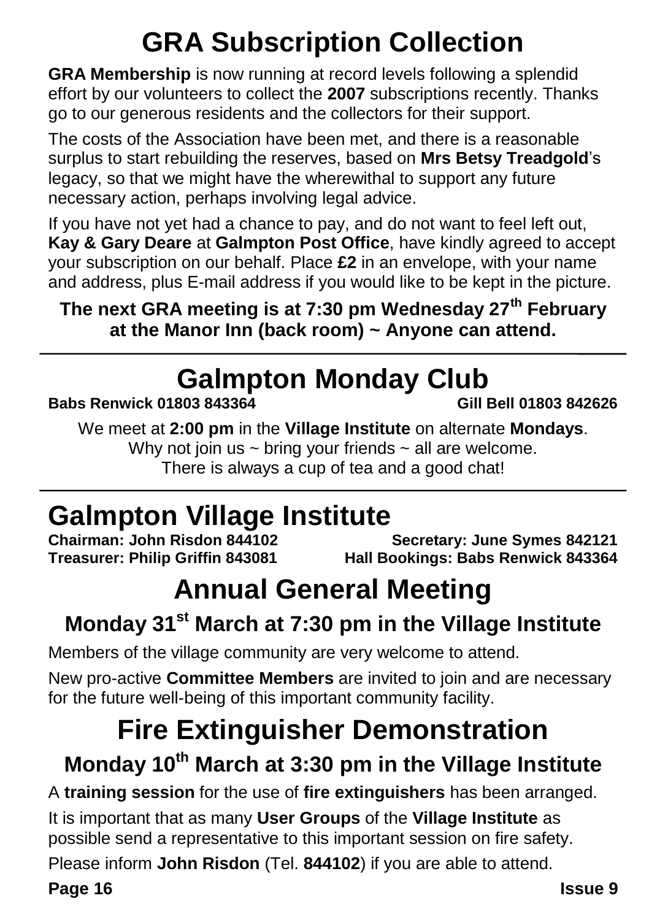# GRA Subscription Collection

**GRA Membership** is now running at record levels following a splendid effort by our volunteers to collect the **2007** subscriptions recently. Thanks go to our generous residents and the collectors for their support.

The costs of the Association have been met, and there is a reasonable surplus to start rebuilding the reserves, based on **Mrs Betsy Treadgold**'s legacy, so that we might have the wherewithal to support any future necessary action, perhaps involving legal advice.

If you have not yet had a chance to pay, and do not want to feel left out, **Kay & Gary Deare** at **Galmpton Post Office**, have kindly agreed to accept your subscription on our behalf. Place **£2** in an envelope, with your name and address, plus E-mail address if you would like to be kept in the picture.

**The next GRA meeting is at 7:30 pm Wednesday 27th February at the Manor Inn (back room) ~ Anyone can attend.**

---

# Galmpton Monday Club

**Babs Renwick 01803 843364** **Gill Bell 01803 842626**

We meet at **2:00 pm** in the **Village Institute** on alternate **Mondays**.
Why not join us ~ bring your friends ~ all are welcome.
There is always a cup of tea and a good chat!

---

# Galmpton Village Institute

**Chairman: John Risdon 844102** **Secretary: June Symes 842121**
**Treasurer: Philip Griffin 843081** **Hall Bookings: Babs Renwick 843364**

## Annual General Meeting

### Monday 31st March at 7:30 pm in the Village Institute

Members of the village community are very welcome to attend.

New pro-active **Committee Members** are invited to join and are necessary for the future well-being of this important community facility.

## Fire Extinguisher Demonstration

### Monday 10th March at 3:30 pm in the Village Institute

A **training session** for the use of **fire extinguishers** has been arranged.

It is important that as many **User Groups** of the **Village Institute** as possible send a representative to this important session on fire safety.

Please inform **John Risdon** (Tel. **844102**) if you are able to attend.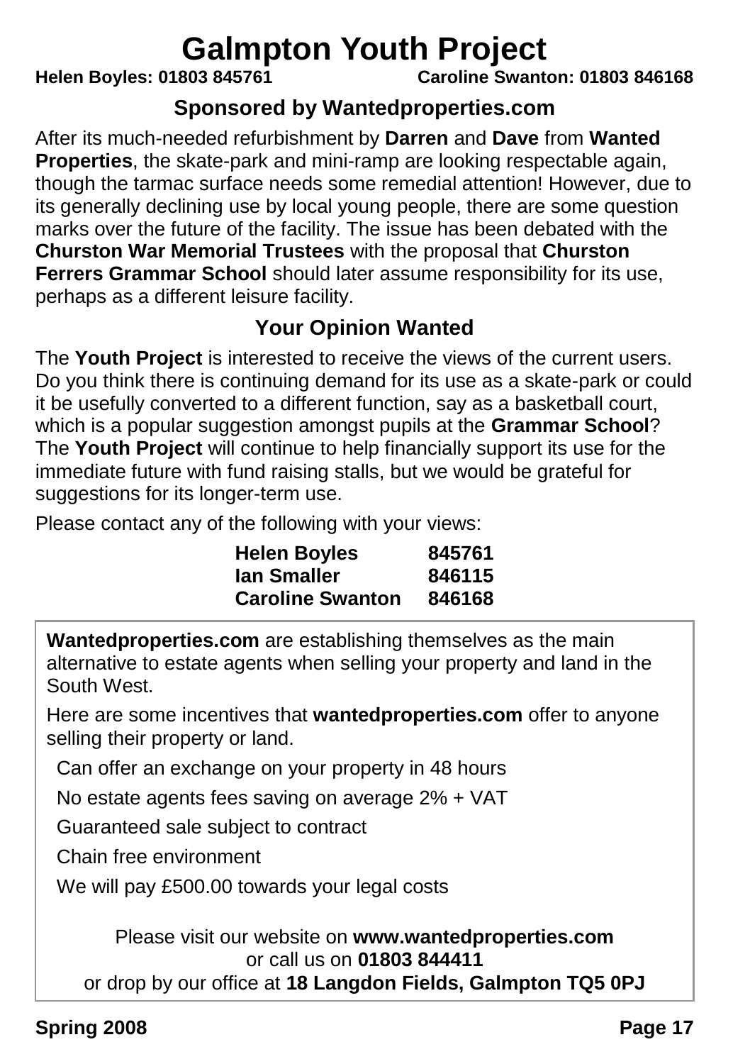# Galmpton Youth Project

**Helen Boyles: 01803 845761** **Caroline Swanton: 01803 846168**

## Sponsored by Wantedproperties.com

After its much-needed refurbishment by **Darren** and **Dave** from **Wanted Properties**, the skate-park and mini-ramp are looking respectable again, though the tarmac surface needs some remedial attention! However, due to its generally declining use by local young people, there are some question marks over the future of the facility. The issue has been debated with the **Churston War Memorial Trustees** with the proposal that **Churston Ferrers Grammar School** should later assume responsibility for its use, perhaps as a different leisure facility.

## Your Opinion Wanted

The **Youth Project** is interested to receive the views of the current users. Do you think there is continuing demand for its use as a skate-park or could it be usefully converted to a different function, say as a basketball court, which is a popular suggestion amongst pupils at the **Grammar School**? The **Youth Project** will continue to help financially support its use for the immediate future with fund raising stalls, but we would be grateful for suggestions for its longer-term use.

Please contact any of the following with your views:

| | |
|---|---|
| **Helen Boyles** | **845761** |
| **Ian Smaller** | **846115** |
| **Caroline Swanton** | **846168** |

**Wantedproperties.com** are establishing themselves as the main alternative to estate agents when selling your property and land in the South West.

Here are some incentives that **wantedproperties.com** offer to anyone selling their property or land.

- Can offer an exchange on your property in 48 hours
- No estate agents fees saving on average 2% + VAT
- Guaranteed sale subject to contract
- Chain free environment
- We will pay £500.00 towards your legal costs

Please visit our website on **www.wantedproperties.com**
or call us on **01803 844411**
or drop by our office at **18 Langdon Fields, Galmpton TQ5 0PJ**

**Spring 2008**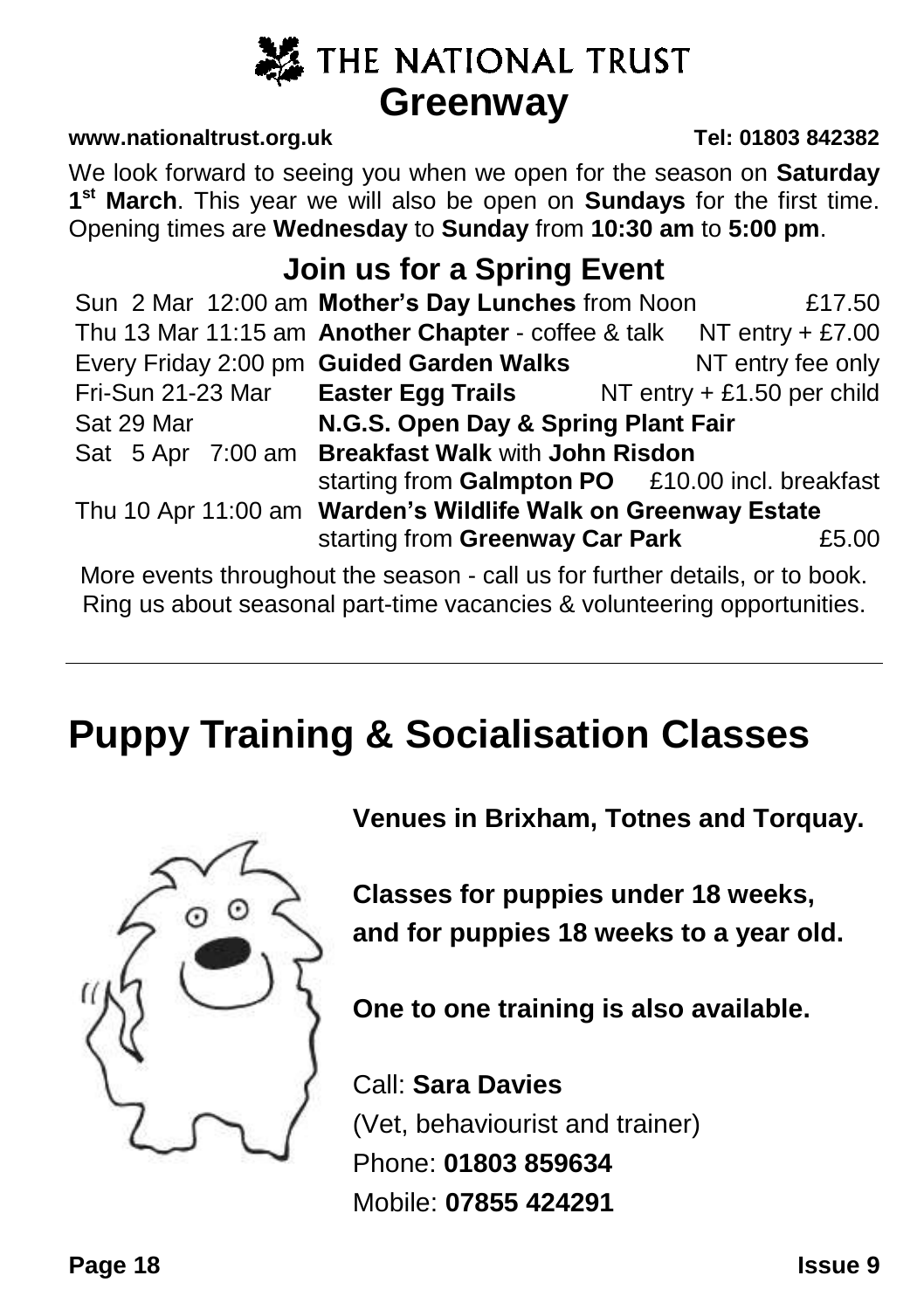# THE NATIONAL TRUST
## Greenway

**www.nationaltrust.org.uk** **Tel: 01803 842382**

We look forward to seeing you when we open for the season on **Saturday 1st March**. This year we will also be open on **Sundays** for the first time. Opening times are **Wednesday** to **Sunday** from **10:30 am** to **5:00 pm**.

### Join us for a Spring Event

| | | |
|---|---|---|
| Sun 2 Mar 12:00 am | **Mother's Day Lunches** from Noon | £17.50 |
| Thu 13 Mar 11:15 am | **Another Chapter** - coffee & talk | NT entry + £7.00 |
| Every Friday 2:00 pm | **Guided Garden Walks** | NT entry fee only |
| Fri-Sun 21-23 Mar | **Easter Egg Trails** | NT entry + £1.50 per child |
| Sat 29 Mar | **N.G.S. Open Day & Spring Plant Fair** | |
| Sat 5 Apr 7:00 am | **Breakfast Walk** with **John Risdon** starting from **Galmpton PO** | £10.00 incl. breakfast |
| Thu 10 Apr 11:00 am | **Warden's Wildlife Walk on Greenway Estate** starting from **Greenway Car Park** | £5.00 |

More events throughout the season - call us for further details, or to book. Ring us about seasonal part-time vacancies & volunteering opportunities.

---

# Puppy Training & Socialisation Classes

**Venues in Brixham, Totnes and Torquay.**

**Classes for puppies under 18 weeks, and for puppies 18 weeks to a year old.**

**One to one training is also available.**

Call: **Sara Davies**
(Vet, behaviourist and trainer)
Phone: **01803 859634**
Mobile: **07855 424291**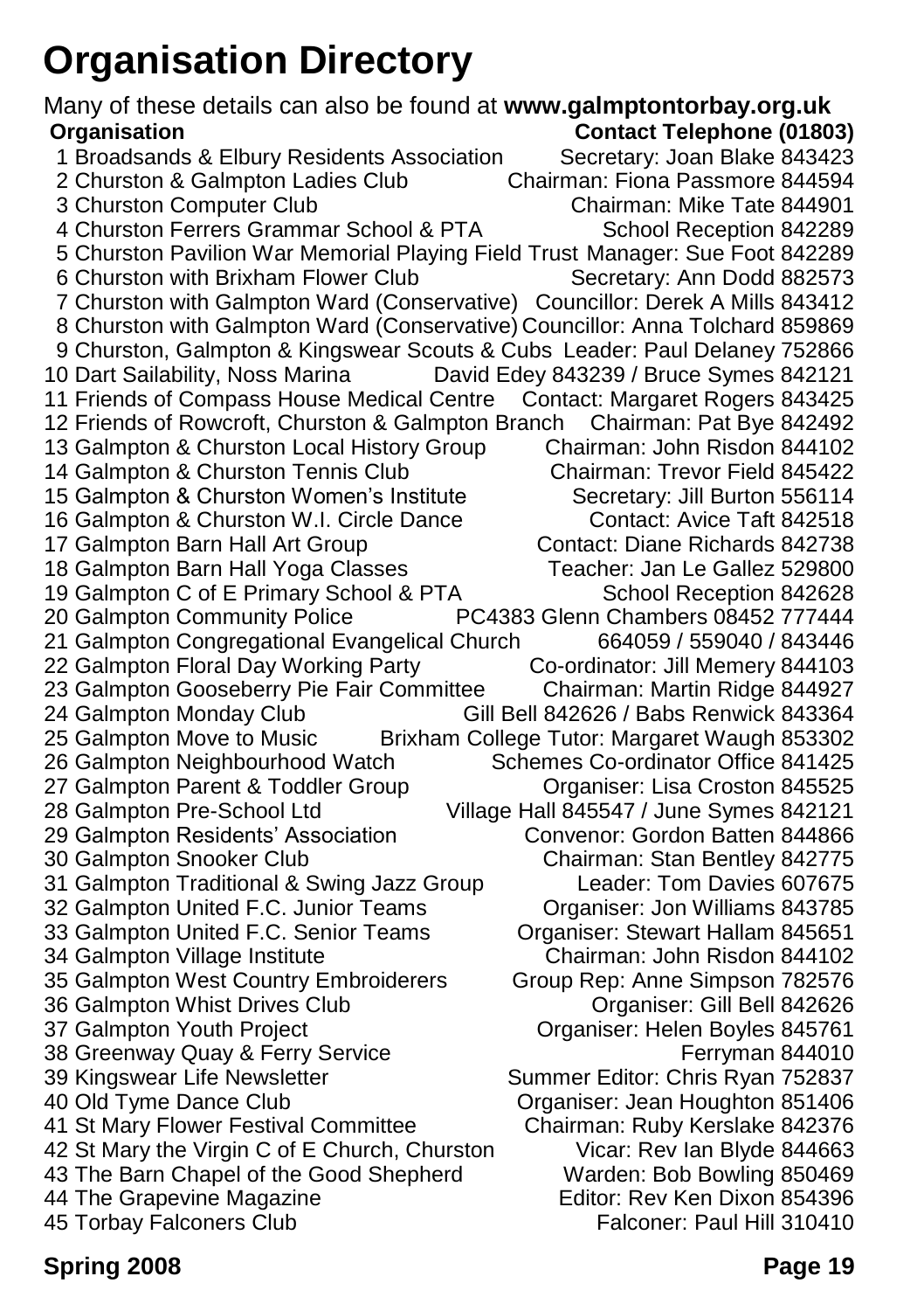# Organisation Directory

Many of these details can also be found at **www.galmptontorbay.org.uk**

| Organisation | Contact Telephone (01803) |
| --- | --- |
| 1 Broadsands & Elbury Residents Association | Secretary: Joan Blake 843423 |
| 2 Churston & Galmpton Ladies Club | Chairman: Fiona Passmore 844594 |
| 3 Churston Computer Club | Chairman: Mike Tate 844901 |
| 4 Churston Ferrers Grammar School & PTA | School Reception 842289 |
| 5 Churston Pavilion War Memorial Playing Field Trust | Manager: Sue Foot 842289 |
| 6 Churston with Brixham Flower Club | Secretary: Ann Dodd 882573 |
| 7 Churston with Galmpton Ward (Conservative) | Councillor: Derek A Mills 843412 |
| 8 Churston with Galmpton Ward (Conservative) | Councillor: Anna Tolchard 859869 |
| 9 Churston, Galmpton & Kingswear Scouts & Cubs | Leader: Paul Delaney 752866 |
| 10 Dart Sailability, Noss Marina | David Edey 843239 / Bruce Symes 842121 |
| 11 Friends of Compass House Medical Centre | Contact: Margaret Rogers 843425 |
| 12 Friends of Rowcroft, Churston & Galmpton Branch | Chairman: Pat Bye 842492 |
| 13 Galmpton & Churston Local History Group | Chairman: John Risdon 844102 |
| 14 Galmpton & Churston Tennis Club | Chairman: Trevor Field 845422 |
| 15 Galmpton & Churston Women's Institute | Secretary: Jill Burton 556114 |
| 16 Galmpton & Churston W.I. Circle Dance | Contact: Avice Taft 842518 |
| 17 Galmpton Barn Hall Art Group | Contact: Diane Richards 842738 |
| 18 Galmpton Barn Hall Yoga Classes | Teacher: Jan Le Gallez 529800 |
| 19 Galmpton C of E Primary School & PTA | School Reception 842628 |
| 20 Galmpton Community Police | PC4383 Glenn Chambers 08452 777444 |
| 21 Galmpton Congregational Evangelical Church | 664059 / 559040 / 843446 |
| 22 Galmpton Floral Day Working Party | Co-ordinator: Jill Memery 844103 |
| 23 Galmpton Gooseberry Pie Fair Committee | Chairman: Martin Ridge 844927 |
| 24 Galmpton Monday Club | Gill Bell 842626 / Babs Renwick 843364 |
| 25 Galmpton Move to Music | Brixham College Tutor: Margaret Waugh 853302 |
| 26 Galmpton Neighbourhood Watch | Schemes Co-ordinator Office 841425 |
| 27 Galmpton Parent & Toddler Group | Organiser: Lisa Croston 845525 |
| 28 Galmpton Pre-School Ltd | Village Hall 845547 / June Symes 842121 |
| 29 Galmpton Residents' Association | Convenor: Gordon Batten 844866 |
| 30 Galmpton Snooker Club | Chairman: Stan Bentley 842775 |
| 31 Galmpton Traditional & Swing Jazz Group | Leader: Tom Davies 607675 |
| 32 Galmpton United F.C. Junior Teams | Organiser: Jon Williams 843785 |
| 33 Galmpton United F.C. Senior Teams | Organiser: Stewart Hallam 845651 |
| 34 Galmpton Village Institute | Chairman: John Risdon 844102 |
| 35 Galmpton West Country Embroiderers | Group Rep: Anne Simpson 782576 |
| 36 Galmpton Whist Drives Club | Organiser: Gill Bell 842626 |
| 37 Galmpton Youth Project | Organiser: Helen Boyles 845761 |
| 38 Greenway Quay & Ferry Service | Ferryman 844010 |
| 39 Kingswear Life Newsletter | Summer Editor: Chris Ryan 752837 |
| 40 Old Tyme Dance Club | Organiser: Jean Houghton 851406 |
| 41 St Mary Flower Festival Committee | Chairman: Ruby Kerslake 842376 |
| 42 St Mary the Virgin C of E Church, Churston | Vicar: Rev Ian Blyde 844663 |
| 43 The Barn Chapel of the Good Shepherd | Warden: Bob Bowling 850469 |
| 44 The Grapevine Magazine | Editor: Rev Ken Dixon 854396 |
| 45 Torbay Falconers Club | Falconer: Paul Hill 310410 |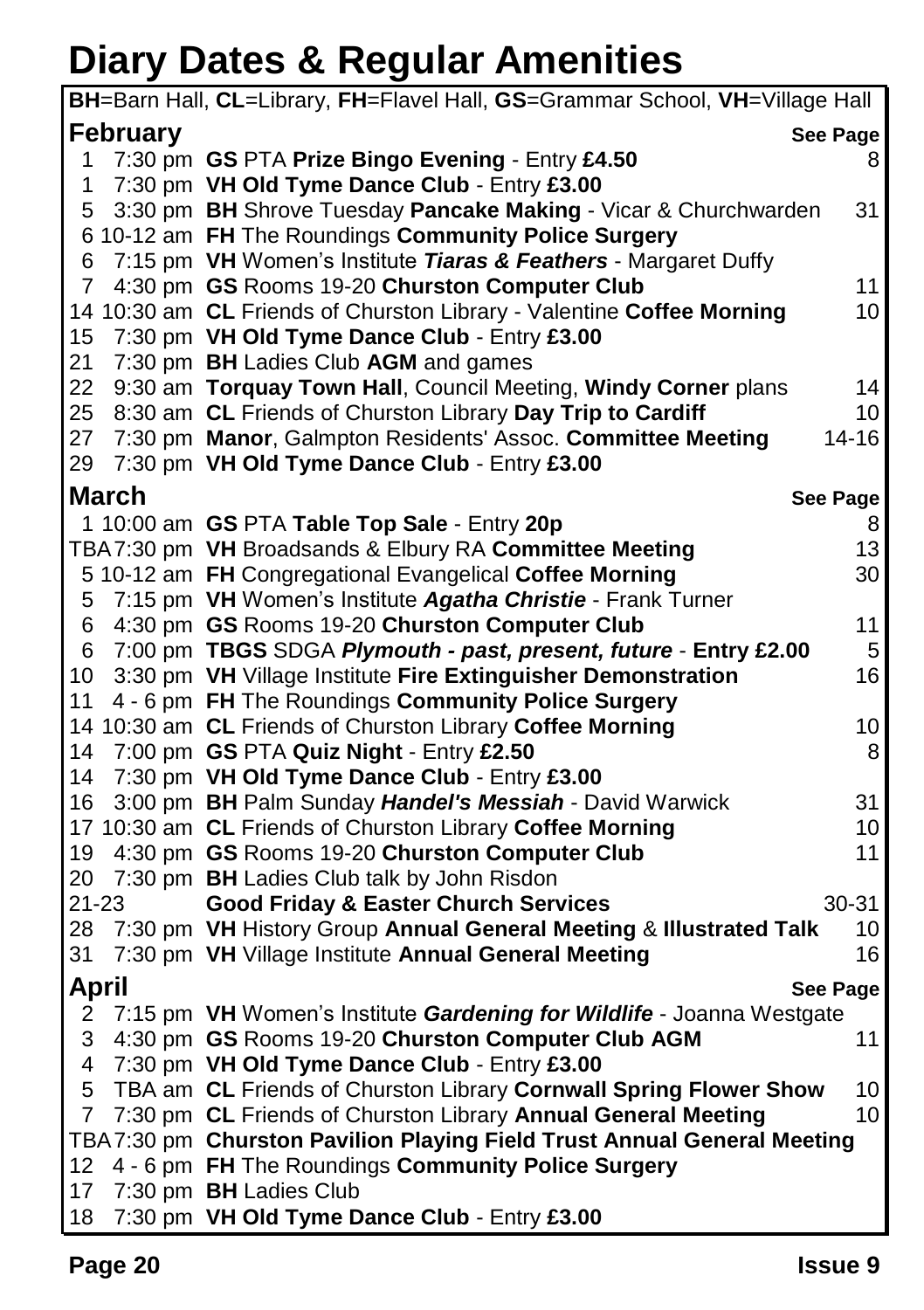# Diary Dates & Regular Amenities

**BH**=Barn Hall, **CL**=Library, **FH**=Flavel Hall, **GS**=Grammar School, **VH**=Village Hall

| **February** | | | **See Page** |
|---|---|---|---|
| 1 | 7:30 pm | **GS** PTA **Prize Bingo Evening** - Entry **£4.50** | 8 |
| 1 | 7:30 pm | **VH Old Tyme Dance Club** - Entry **£3.00** | |
| 5 | 3:30 pm | **BH** Shrove Tuesday **Pancake Making** - Vicar & Churchwarden | 31 |
| 6 | 10-12 am | **FH** The Roundings **Community Police Surgery** | |
| 6 | 7:15 pm | **VH** Women's Institute ***Tiaras & Feathers*** - Margaret Duffy | |
| 7 | 4:30 pm | **GS** Rooms 19-20 **Churston Computer Club** | 11 |
| 14 | 10:30 am | **CL** Friends of Churston Library - Valentine **Coffee Morning** | 10 |
| 15 | 7:30 pm | **VH Old Tyme Dance Club** - Entry **£3.00** | |
| 21 | 7:30 pm | **BH** Ladies Club **AGM** and games | |
| 22 | 9:30 am | **Torquay Town Hall**, Council Meeting, **Windy Corner** plans | 14 |
| 25 | 8:30 am | **CL** Friends of Churston Library **Day Trip to Cardiff** | 10 |
| 27 | 7:30 pm | **Manor**, Galmpton Residents' Assoc. **Committee Meeting** | 14-16 |
| 29 | 7:30 pm | **VH Old Tyme Dance Club** - Entry **£3.00** | |
| **March** | | | **See Page** |
| 1 | 10:00 am | **GS** PTA **Table Top Sale** - Entry **20p** | 8 |
| TBA | 7:30 pm | **VH** Broadsands & Elbury RA **Committee Meeting** | 13 |
| 5 | 10-12 am | **FH** Congregational Evangelical **Coffee Morning** | 30 |
| 5 | 7:15 pm | **VH** Women's Institute ***Agatha Christie*** - Frank Turner | |
| 6 | 4:30 pm | **GS** Rooms 19-20 **Churston Computer Club** | 11 |
| 6 | 7:00 pm | **TBGS** SDGA ***Plymouth - past, present, future*** - **Entry £2.00** | 5 |
| 10 | 3:30 pm | **VH** Village Institute **Fire Extinguisher Demonstration** | 16 |
| 11 | 4 - 6 pm | **FH** The Roundings **Community Police Surgery** | |
| 14 | 10:30 am | **CL** Friends of Churston Library **Coffee Morning** | 10 |
| 14 | 7:00 pm | **GS** PTA **Quiz Night** - Entry **£2.50** | 8 |
| 14 | 7:30 pm | **VH Old Tyme Dance Club** - Entry **£3.00** | |
| 16 | 3:00 pm | **BH** Palm Sunday ***Handel's Messiah*** - David Warwick | 31 |
| 17 | 10:30 am | **CL** Friends of Churston Library **Coffee Morning** | 10 |
| 19 | 4:30 pm | **GS** Rooms 19-20 **Churston Computer Club** | 11 |
| 20 | 7:30 pm | **BH** Ladies Club talk by John Risdon | |
| 21-23 | | **Good Friday & Easter Church Services** | 30-31 |
| 28 | 7:30 pm | **VH** History Group **Annual General Meeting** & **Illustrated Talk** | 10 |
| 31 | 7:30 pm | **VH** Village Institute **Annual General Meeting** | 16 |
| **April** | | | **See Page** |
| 2 | 7:15 pm | **VH** Women's Institute ***Gardening for Wildlife*** - Joanna Westgate | |
| 3 | 4:30 pm | **GS** Rooms 19-20 **Churston Computer Club AGM** | 11 |
| 4 | 7:30 pm | **VH Old Tyme Dance Club** - Entry **£3.00** | |
| 5 | TBA am | **CL** Friends of Churston Library **Cornwall Spring Flower Show** | 10 |
| 7 | 7:30 pm | **CL** Friends of Churston Library **Annual General Meeting** | 10 |
| TBA | 7:30 pm | **Churston Pavilion Playing Field Trust Annual General Meeting** | |
| 12 | 4 - 6 pm | **FH** The Roundings **Community Police Surgery** | |
| 17 | 7:30 pm | **BH** Ladies Club | |
| 18 | 7:30 pm | **VH Old Tyme Dance Club** - Entry **£3.00** | |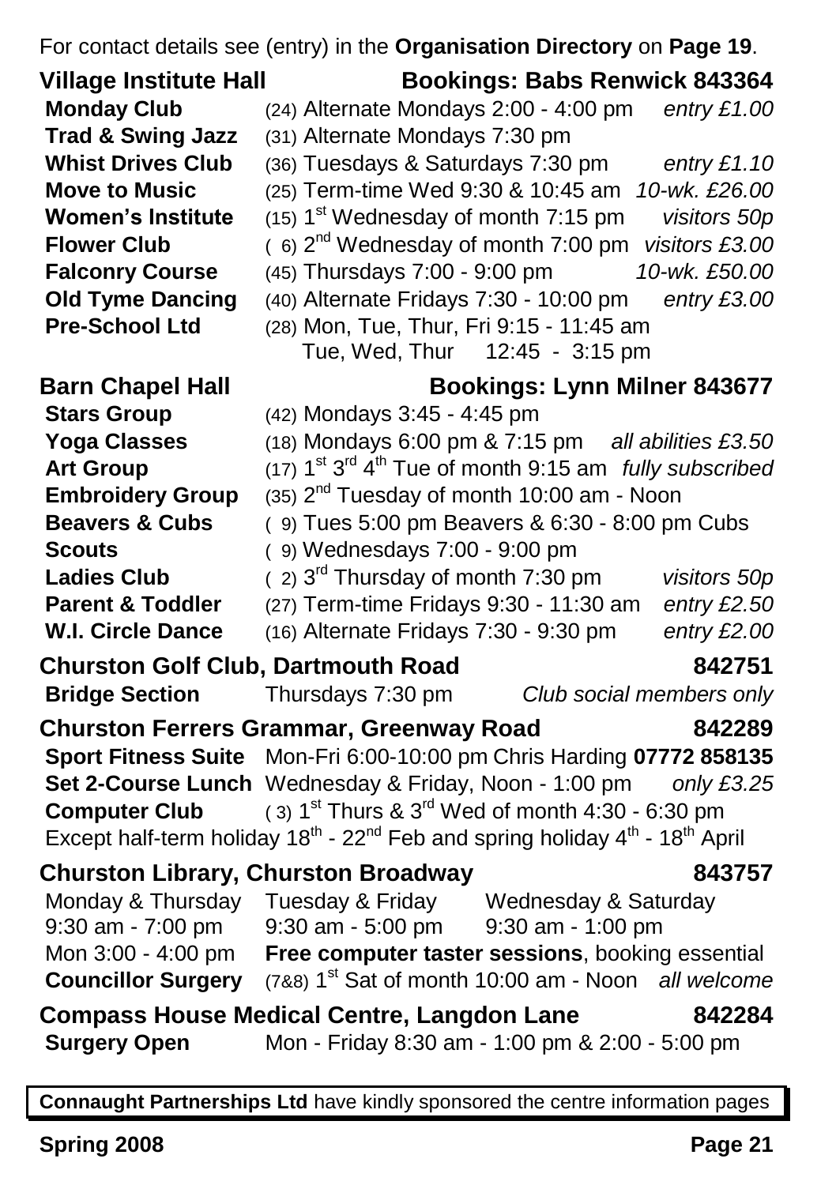For contact details see (entry) in the **Organisation Directory** on **Page 19**.

## Village Institute Hall — Bookings: Babs Renwick 843364

| | | |
|---|---|---|
| **Monday Club** | (24) Alternate Mondays 2:00 - 4:00 pm | *entry £1.00* |
| **Trad & Swing Jazz** | (31) Alternate Mondays 7:30 pm | |
| **Whist Drives Club** | (36) Tuesdays & Saturdays 7:30 pm | *entry £1.10* |
| **Move to Music** | (25) Term-time Wed 9:30 & 10:45 am | *10-wk. £26.00* |
| **Women's Institute** | (15) 1st Wednesday of month 7:15 pm | *visitors 50p* |
| **Flower Club** | ( 6) 2nd Wednesday of month 7:00 pm | *visitors £3.00* |
| **Falconry Course** | (45) Thursdays 7:00 - 9:00 pm | *10-wk. £50.00* |
| **Old Tyme Dancing** | (40) Alternate Fridays 7:30 - 10:00 pm | *entry £3.00* |
| **Pre-School Ltd** | (28) Mon, Tue, Thur, Fri 9:15 - 11:45 am; Tue, Wed, Thur 12:45 - 3:15 pm | |

## Barn Chapel Hall — Bookings: Lynn Milner 843677

| | | |
|---|---|---|
| **Stars Group** | (42) Mondays 3:45 - 4:45 pm | |
| **Yoga Classes** | (18) Mondays 6:00 pm & 7:15 pm | *all abilities £3.50* |
| **Art Group** | (17) 1st 3rd 4th Tue of month 9:15 am | *fully subscribed* |
| **Embroidery Group** | (35) 2nd Tuesday of month 10:00 am - Noon | |
| **Beavers & Cubs** | ( 9) Tues 5:00 pm Beavers & 6:30 - 8:00 pm Cubs | |
| **Scouts** | ( 9) Wednesdays 7:00 - 9:00 pm | |
| **Ladies Club** | ( 2) 3rd Thursday of month 7:30 pm | *visitors 50p* |
| **Parent & Toddler** | (27) Term-time Fridays 9:30 - 11:30 am | *entry £2.50* |
| **W.I. Circle Dance** | (16) Alternate Fridays 7:30 - 9:30 pm | *entry £2.00* |

## Churston Golf Club, Dartmouth Road — 842751

**Bridge Section** Thursdays 7:30 pm *Club social members only*

## Churston Ferrers Grammar, Greenway Road — 842289

**Sport Fitness Suite** Mon-Fri 6:00-10:00 pm Chris Harding **07772 858135**

**Set 2-Course Lunch** Wednesday & Friday, Noon - 1:00 pm *only £3.25*

**Computer Club** ( 3) 1st Thurs & 3rd Wed of month 4:30 - 6:30 pm

Except half-term holiday 18th - 22nd Feb and spring holiday 4th - 18th April

## Churston Library, Churston Broadway — 843757

| Monday & Thursday | Tuesday & Friday | Wednesday & Saturday |
|---|---|---|
| 9:30 am - 7:00 pm | 9:30 am - 5:00 pm | 9:30 am - 1:00 pm |

Mon 3:00 - 4:00 pm **Free computer taster sessions**, booking essential

**Councillor Surgery** (7&8) 1st Sat of month 10:00 am - Noon *all welcome*

## Compass House Medical Centre, Langdon Lane — 842284

**Surgery Open** Mon - Friday 8:30 am - 1:00 pm & 2:00 - 5:00 pm

**Connaught Partnerships Ltd** have kindly sponsored the centre information pages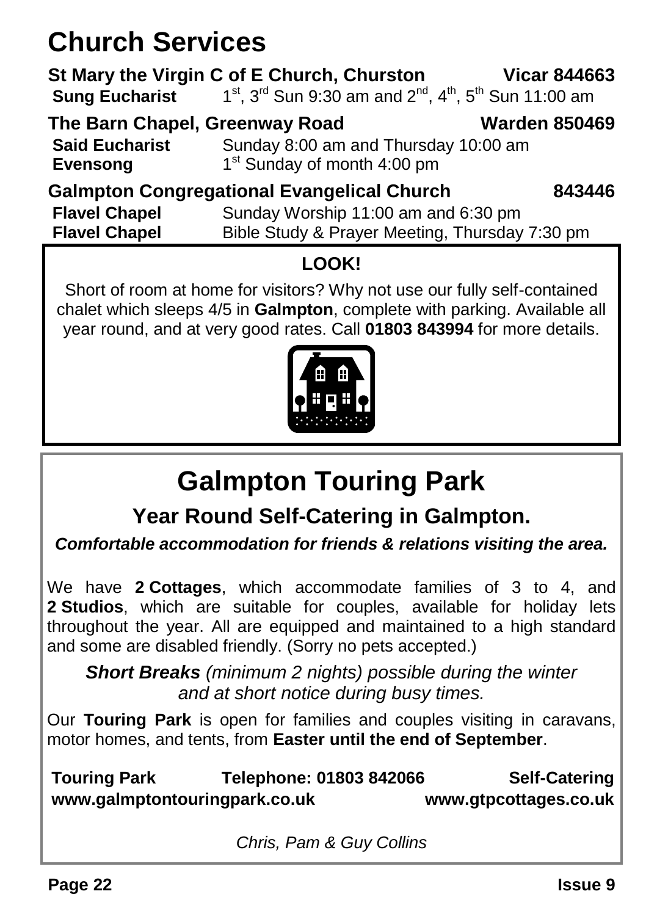# Church Services

**St Mary the Virgin C of E Church, Churston** **Vicar 844663**

**Sung Eucharist** 1st, 3rd Sun 9:30 am and 2nd, 4th, 5th Sun 11:00 am

**The Barn Chapel, Greenway Road** **Warden 850469**

**Said Eucharist** Sunday 8:00 am and Thursday 10:00 am

**Evensong** 1st Sunday of month 4:00 pm

**Galmpton Congregational Evangelical Church** **843446**

**Flavel Chapel** Sunday Worship 11:00 am and 6:30 pm

**Flavel Chapel** Bible Study & Prayer Meeting, Thursday 7:30 pm

**LOOK!**

Short of room at home for visitors? Why not use our fully self-contained chalet which sleeps 4/5 in **Galmpton**, complete with parking. Available all year round, and at very good rates. Call **01803 843994** for more details.

# Galmpton Touring Park

## Year Round Self-Catering in Galmpton.

***Comfortable accommodation for friends & relations visiting the area.***

We have **2 Cottages**, which accommodate families of 3 to 4, and **2 Studios**, which are suitable for couples, available for holiday lets throughout the year. All are equipped and maintained to a high standard and some are disabled friendly. (Sorry no pets accepted.)

***Short Breaks*** *(minimum 2 nights) possible during the winter and at short notice during busy times.*

Our **Touring Park** is open for families and couples visiting in caravans, motor homes, and tents, from **Easter until the end of September**.

**Touring Park** **Telephone: 01803 842066** **Self-Catering**

**www.galmptontouringpark.co.uk** **www.gtpcottages.co.uk**

*Chris, Pam & Guy Collins*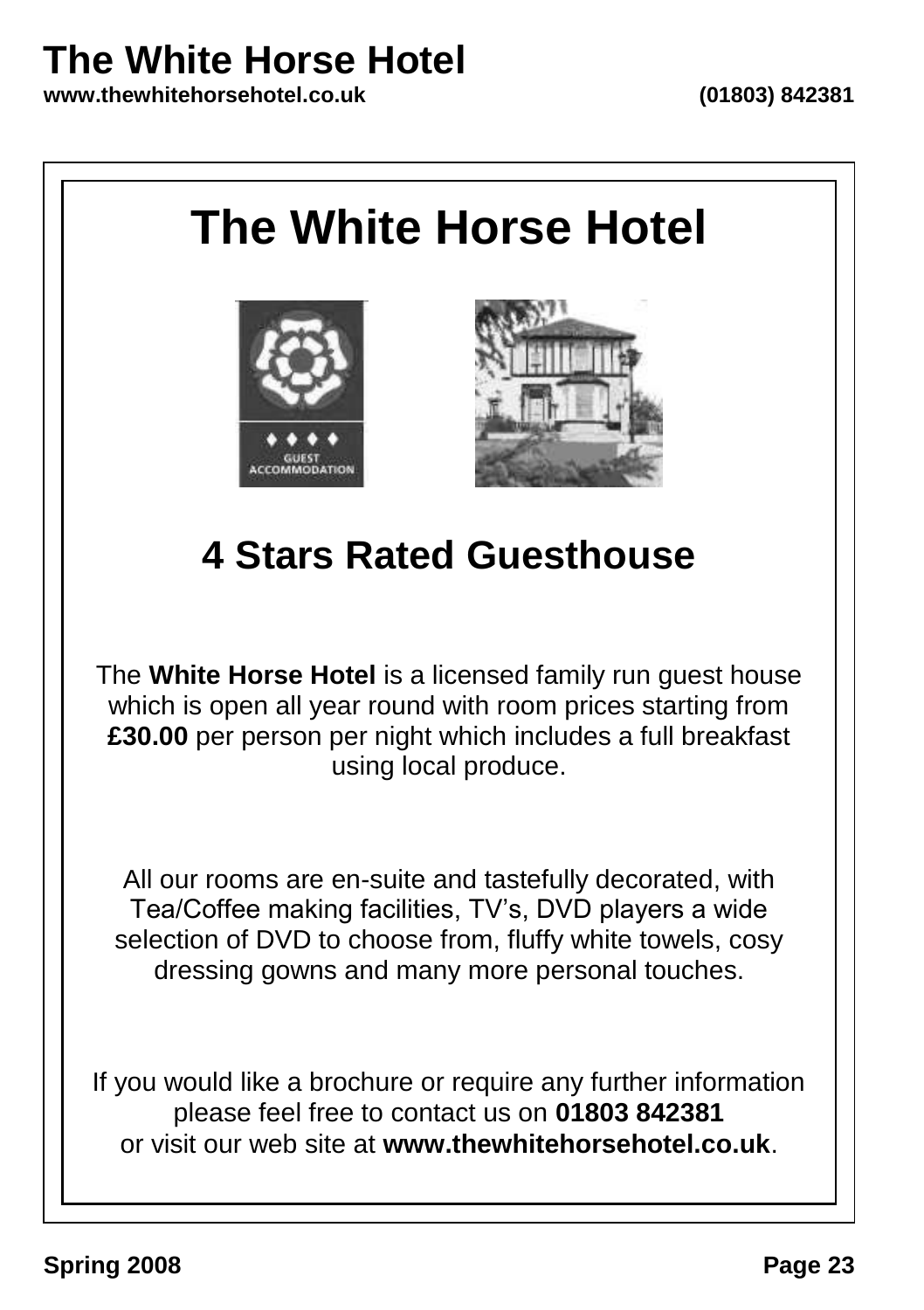# The White Horse Hotel

**www.thewhitehorsehotel.co.uk** **(01803) 842381**

## The White Horse Hotel

## 4 Stars Rated Guesthouse

The **White Horse Hotel** is a licensed family run guest house which is open all year round with room prices starting from **£30.00** per person per night which includes a full breakfast using local produce.

All our rooms are en-suite and tastefully decorated, with Tea/Coffee making facilities, TV's, DVD players a wide selection of DVD to choose from, fluffy white towels, cosy dressing gowns and many more personal touches.

If you would like a brochure or require any further information please feel free to contact us on **01803 842381** or visit our web site at **www.thewhitehorsehotel.co.uk**.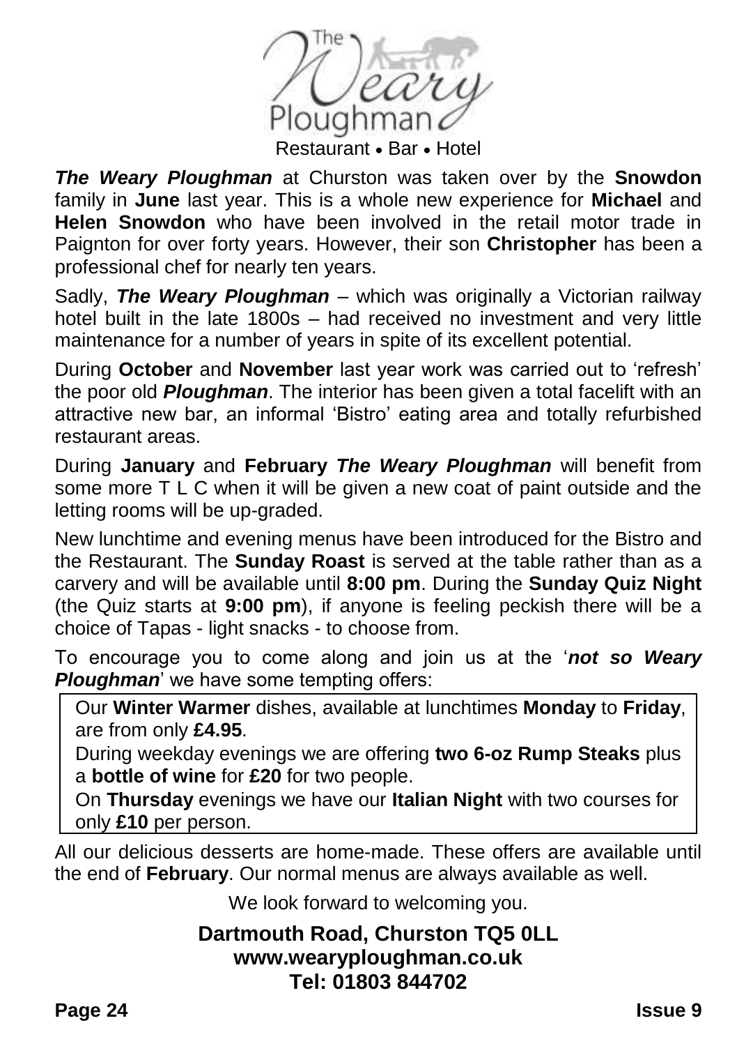# The Weary Ploughman

Restaurant • Bar • Hotel

***The Weary Ploughman*** at Churston was taken over by the **Snowdon** family in **June** last year. This is a whole new experience for **Michael** and **Helen Snowdon** who have been involved in the retail motor trade in Paignton for over forty years. However, their son **Christopher** has been a professional chef for nearly ten years.

Sadly, ***The Weary Ploughman*** – which was originally a Victorian railway hotel built in the late 1800s – had received no investment and very little maintenance for a number of years in spite of its excellent potential.

During **October** and **November** last year work was carried out to 'refresh' the poor old ***Ploughman***. The interior has been given a total facelift with an attractive new bar, an informal 'Bistro' eating area and totally refurbished restaurant areas.

During **January** and **February** ***The Weary Ploughman*** will benefit from some more T L C when it will be given a new coat of paint outside and the letting rooms will be up-graded.

New lunchtime and evening menus have been introduced for the Bistro and the Restaurant. The **Sunday Roast** is served at the table rather than as a carvery and will be available until **8:00 pm**. During the **Sunday Quiz Night** (the Quiz starts at **9:00 pm**), if anyone is feeling peckish there will be a choice of Tapas - light snacks - to choose from.

To encourage you to come along and join us at the '***not so Weary Ploughman***' we have some tempting offers:

Our **Winter Warmer** dishes, available at lunchtimes **Monday** to **Friday**, are from only **£4.95**.

During weekday evenings we are offering **two 6-oz Rump Steaks** plus a **bottle of wine** for **£20** for two people.

On **Thursday** evenings we have our **Italian Night** with two courses for only **£10** per person.

All our delicious desserts are home-made. These offers are available until the end of **February**. Our normal menus are always available as well.

We look forward to welcoming you.

**Dartmouth Road, Churston TQ5 0LL**
**www.wearyploughman.co.uk**
**Tel: 01803 844702**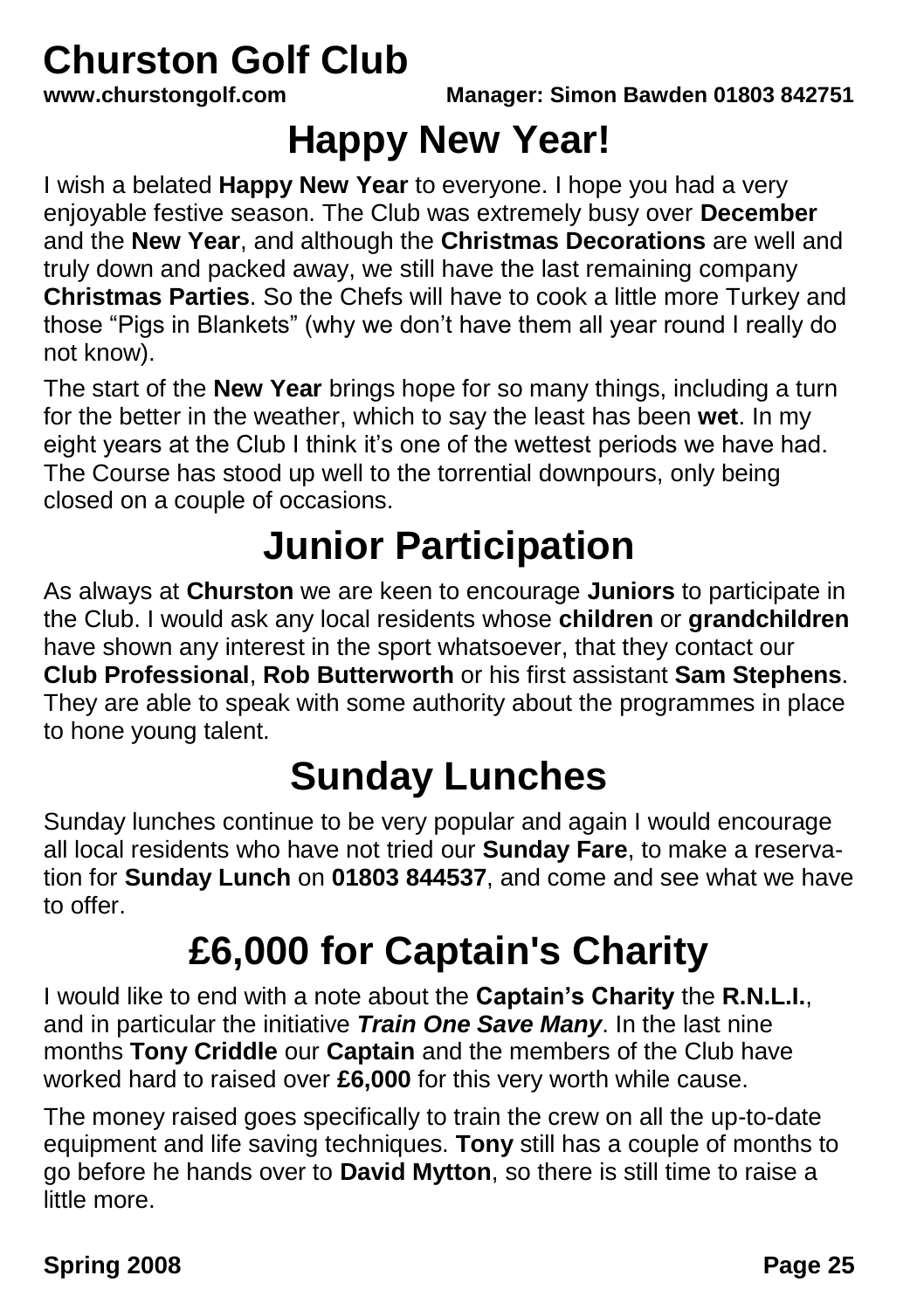# Churston Golf Club

**www.churstongolf.com** **Manager: Simon Bawden 01803 842751**

## Happy New Year!

I wish a belated **Happy New Year** to everyone. I hope you had a very enjoyable festive season. The Club was extremely busy over **December** and the **New Year**, and although the **Christmas Decorations** are well and truly down and packed away, we still have the last remaining company **Christmas Parties**. So the Chefs will have to cook a little more Turkey and those "Pigs in Blankets" (why we don't have them all year round I really do not know).

The start of the **New Year** brings hope for so many things, including a turn for the better in the weather, which to say the least has been **wet**. In my eight years at the Club I think it's one of the wettest periods we have had. The Course has stood up well to the torrential downpours, only being closed on a couple of occasions.

## Junior Participation

As always at **Churston** we are keen to encourage **Juniors** to participate in the Club. I would ask any local residents whose **children** or **grandchildren** have shown any interest in the sport whatsoever, that they contact our **Club Professional**, **Rob Butterworth** or his first assistant **Sam Stephens**. They are able to speak with some authority about the programmes in place to hone young talent.

## Sunday Lunches

Sunday lunches continue to be very popular and again I would encourage all local residents who have not tried our **Sunday Fare**, to make a reservation for **Sunday Lunch** on **01803 844537**, and come and see what we have to offer.

## £6,000 for Captain's Charity

I would like to end with a note about the **Captain's Charity** the **R.N.L.I.**, and in particular the initiative ***Train One Save Many***. In the last nine months **Tony Criddle** our **Captain** and the members of the Club have worked hard to raised over **£6,000** for this very worth while cause.

The money raised goes specifically to train the crew on all the up-to-date equipment and life saving techniques. **Tony** still has a couple of months to go before he hands over to **David Mytton**, so there is still time to raise a little more.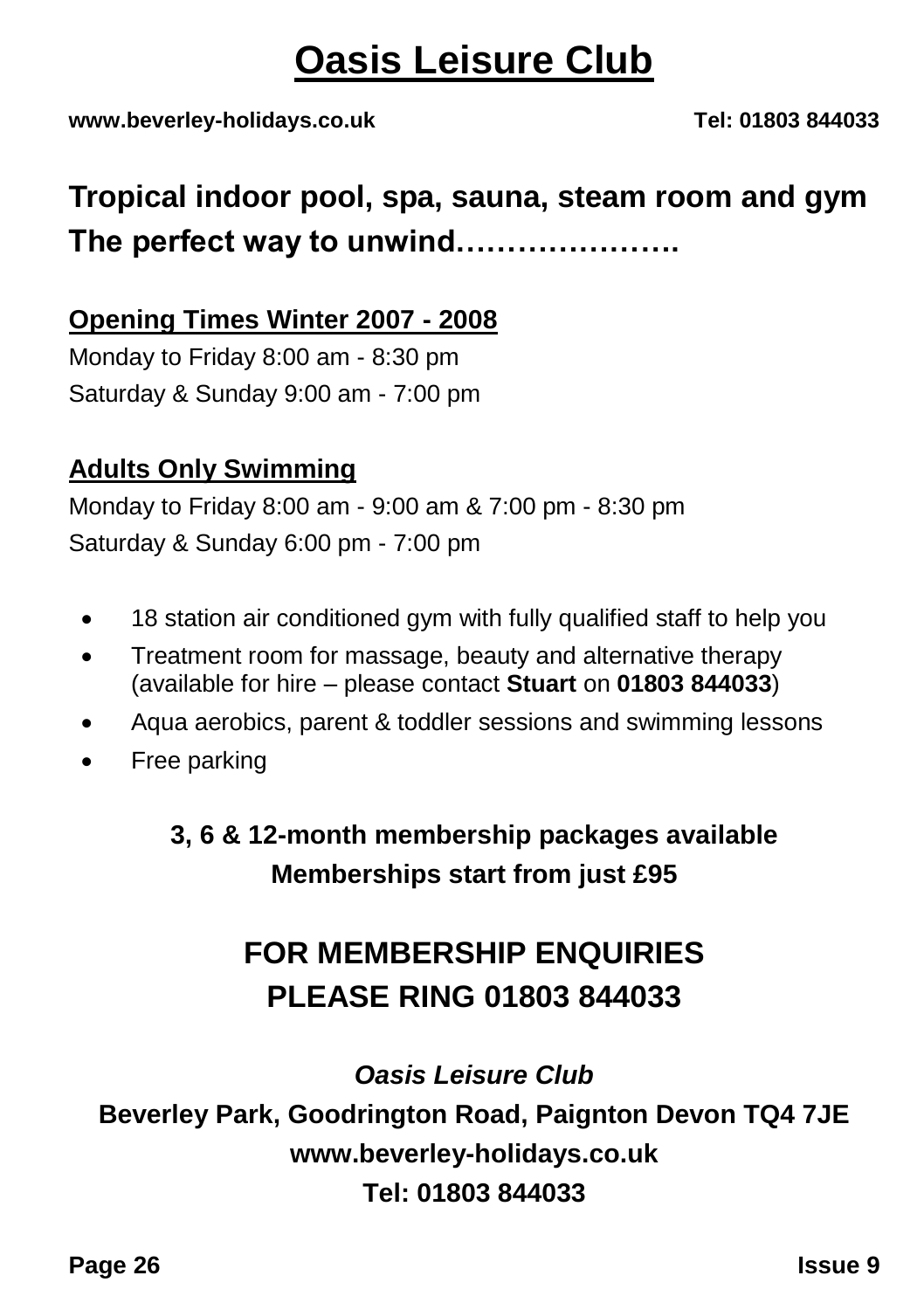# Oasis Leisure Club

**www.beverley-holidays.co.uk** **Tel: 01803 844033**

## Tropical indoor pool, spa, sauna, steam room and gym
## The perfect way to unwind………………….

### Opening Times Winter 2007 - 2008

Monday to Friday 8:00 am - 8:30 pm
Saturday & Sunday 9:00 am - 7:00 pm

### Adults Only Swimming

Monday to Friday 8:00 am - 9:00 am & 7:00 pm - 8:30 pm
Saturday & Sunday 6:00 pm - 7:00 pm

- 18 station air conditioned gym with fully qualified staff to help you
- Treatment room for massage, beauty and alternative therapy (available for hire – please contact **Stuart** on **01803 844033**)
- Aqua aerobics, parent & toddler sessions and swimming lessons
- Free parking

**3, 6 & 12-month membership packages available**
**Memberships start from just £95**

## FOR MEMBERSHIP ENQUIRIES PLEASE RING 01803 844033

***Oasis Leisure Club***
**Beverley Park, Goodrington Road, Paignton Devon TQ4 7JE**
**www.beverley-holidays.co.uk**
**Tel: 01803 844033**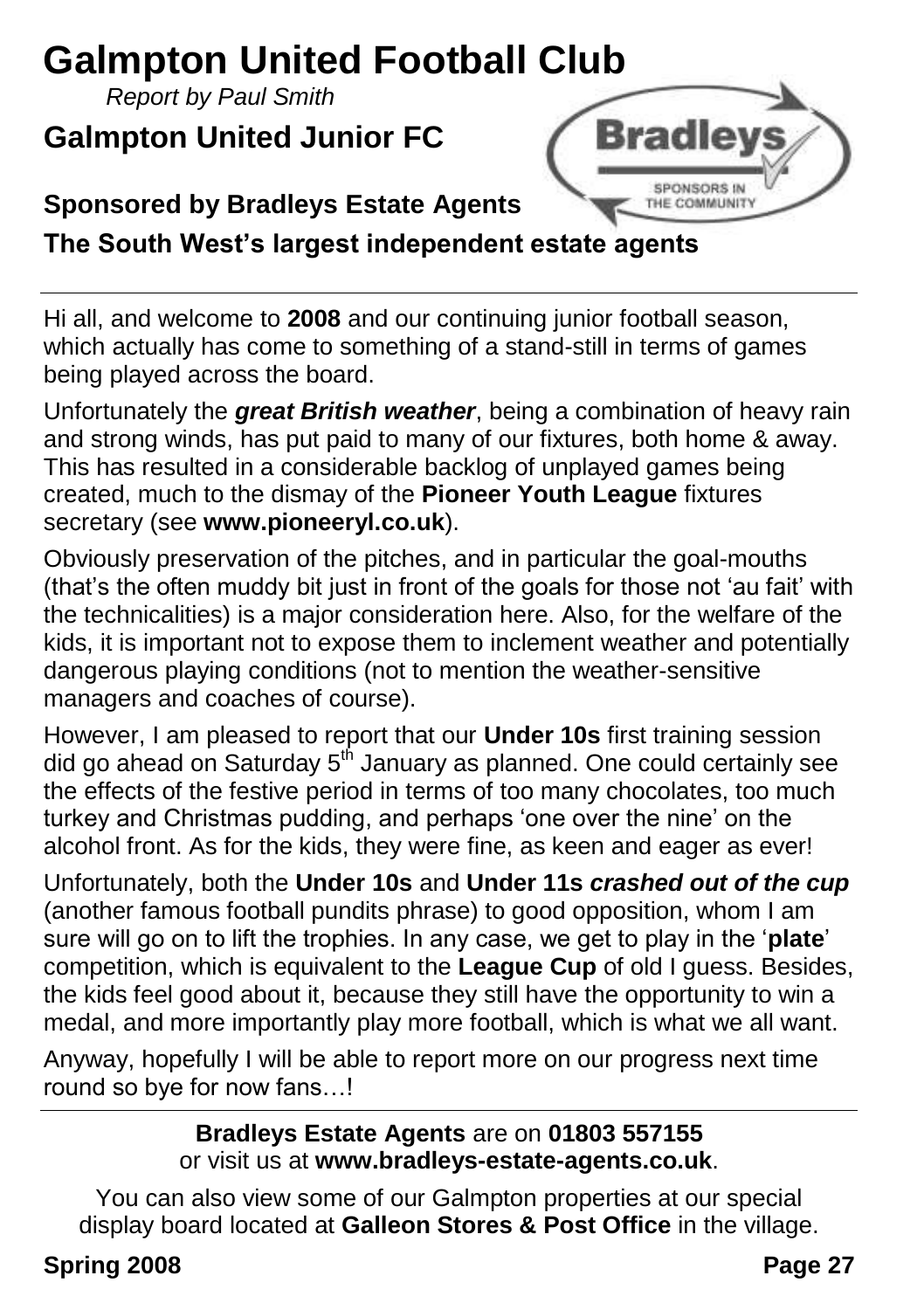# Galmpton United Football Club

*Report by Paul Smith*

## Galmpton United Junior FC

**Sponsored by Bradleys Estate Agents**

**The South West's largest independent estate agents**

---

Hi all, and welcome to **2008** and our continuing junior football season, which actually has come to something of a stand-still in terms of games being played across the board.

Unfortunately the ***great British weather***, being a combination of heavy rain and strong winds, has put paid to many of our fixtures, both home & away. This has resulted in a considerable backlog of unplayed games being created, much to the dismay of the **Pioneer Youth League** fixtures secretary (see **www.pioneeryl.co.uk**).

Obviously preservation of the pitches, and in particular the goal-mouths (that's the often muddy bit just in front of the goals for those not 'au fait' with the technicalities) is a major consideration here. Also, for the welfare of the kids, it is important not to expose them to inclement weather and potentially dangerous playing conditions (not to mention the weather-sensitive managers and coaches of course).

However, I am pleased to report that our **Under 10s** first training session did go ahead on Saturday 5th January as planned. One could certainly see the effects of the festive period in terms of too many chocolates, too much turkey and Christmas pudding, and perhaps 'one over the nine' on the alcohol front. As for the kids, they were fine, as keen and eager as ever!

Unfortunately, both the **Under 10s** and **Under 11s** ***crashed out of the cup*** (another famous football pundits phrase) to good opposition, whom I am sure will go on to lift the trophies. In any case, we get to play in the '**plate**' competition, which is equivalent to the **League Cup** of old I guess. Besides, the kids feel good about it, because they still have the opportunity to win a medal, and more importantly play more football, which is what we all want.

Anyway, hopefully I will be able to report more on our progress next time round so bye for now fans…!

---

**Bradleys Estate Agents** are on **01803 557155**
or visit us at **www.bradleys-estate-agents.co.uk**.

You can also view some of our Galmpton properties at our special display board located at **Galleon Stores & Post Office** in the village.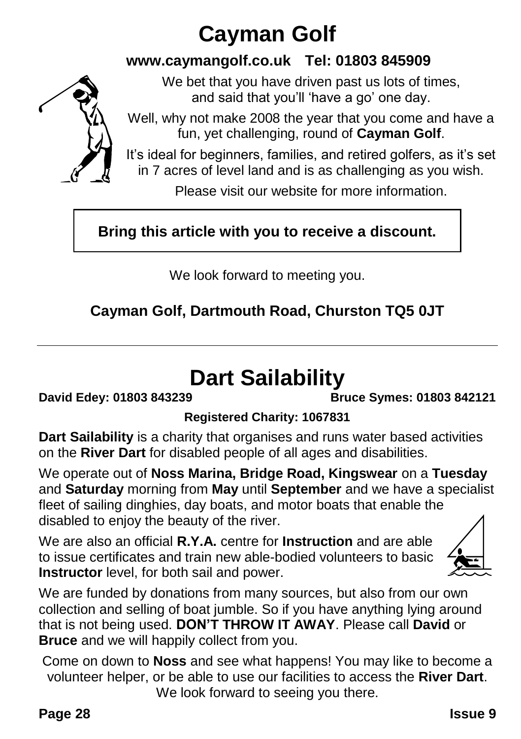# Cayman Golf

**www.caymangolf.co.uk Tel: 01803 845909**

We bet that you have driven past us lots of times, and said that you'll 'have a go' one day.

Well, why not make 2008 the year that you come and have a fun, yet challenging, round of **Cayman Golf**.

It's ideal for beginners, families, and retired golfers, as it's set in 7 acres of level land and is as challenging as you wish.

Please visit our website for more information.

**Bring this article with you to receive a discount.**

We look forward to meeting you.

**Cayman Golf, Dartmouth Road, Churston TQ5 0JT**

---

# Dart Sailability

**David Edey: 01803 843239** **Bruce Symes: 01803 842121**

**Registered Charity: 1067831**

**Dart Sailability** is a charity that organises and runs water based activities on the **River Dart** for disabled people of all ages and disabilities.

We operate out of **Noss Marina, Bridge Road, Kingswear** on a **Tuesday** and **Saturday** morning from **May** until **September** and we have a specialist fleet of sailing dinghies, day boats, and motor boats that enable the disabled to enjoy the beauty of the river.

We are also an official **R.Y.A.** centre for **Instruction** and are able to issue certificates and train new able-bodied volunteers to basic **Instructor** level, for both sail and power.

We are funded by donations from many sources, but also from our own collection and selling of boat jumble. So if you have anything lying around that is not being used. **DON'T THROW IT AWAY**. Please call **David** or **Bruce** and we will happily collect from you.

Come on down to **Noss** and see what happens! You may like to become a volunteer helper, or be able to use our facilities to access the **River Dart**. We look forward to seeing you there.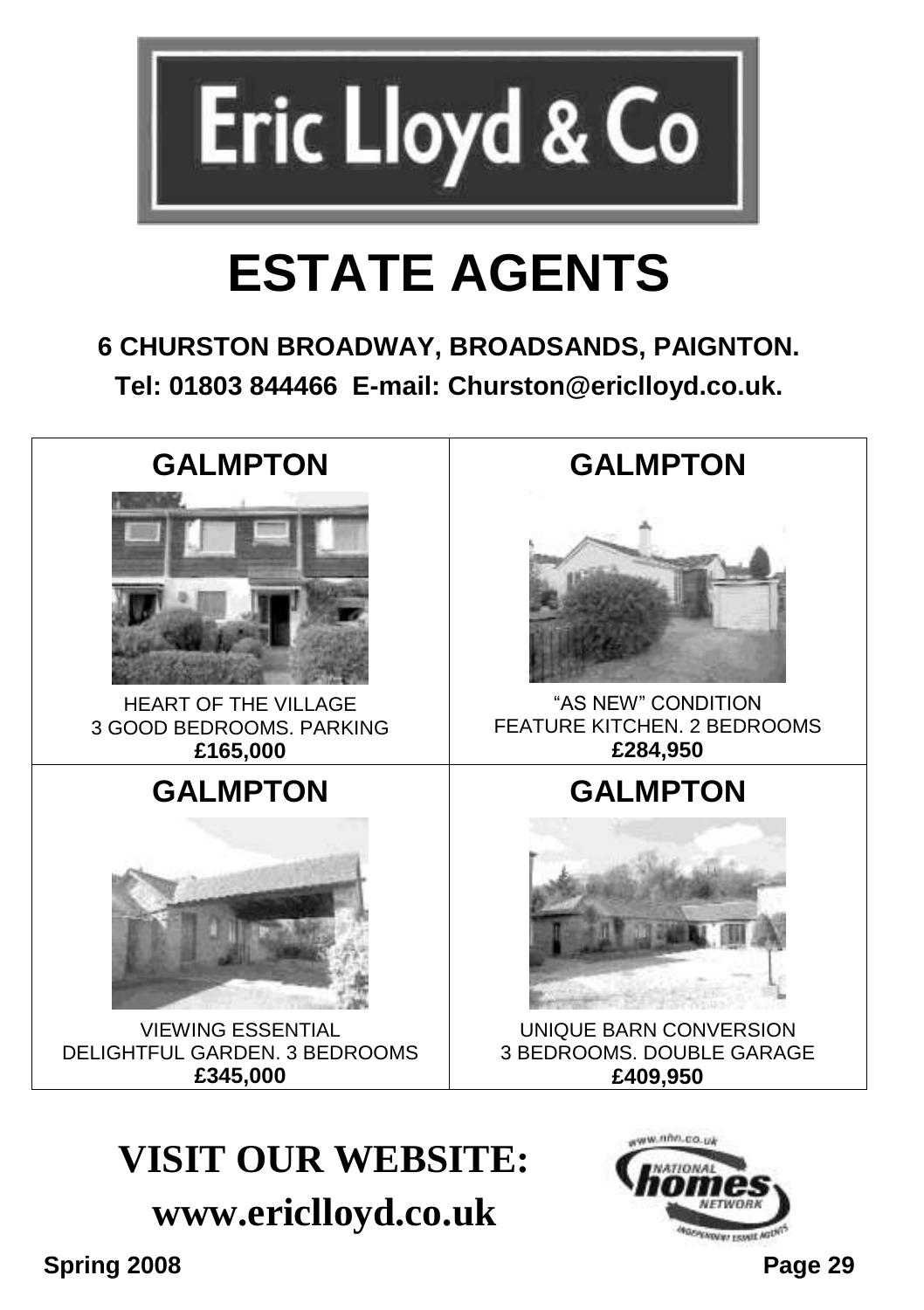# Eric Lloyd & Co

# ESTATE AGENTS

**6 CHURSTON BROADWAY, BROADSANDS, PAIGNTON.**

**Tel: 01803 844466 E-mail: Churston@ericlloyd.co.uk.**

| | |
|---|---|
| **GALMPTON**<br>HEART OF THE VILLAGE<br>3 GOOD BEDROOMS. PARKING<br>**£165,000** | **GALMPTON**<br>"AS NEW" CONDITION<br>FEATURE KITCHEN. 2 BEDROOMS<br>**£284,950** |
| **GALMPTON**<br>VIEWING ESSENTIAL<br>DELIGHTFUL GARDEN. 3 BEDROOMS<br>**£345,000** | **GALMPTON**<br>UNIQUE BARN CONVERSION<br>3 BEDROOMS. DOUBLE GARAGE<br>**£409,950** |

## VISIT OUR WEBSITE:
## www.ericlloyd.co.uk

www.nhn.co.uk NATIONAL homes NETWORK INDEPENDENT ESTATE AGENTS

**Spring 2008**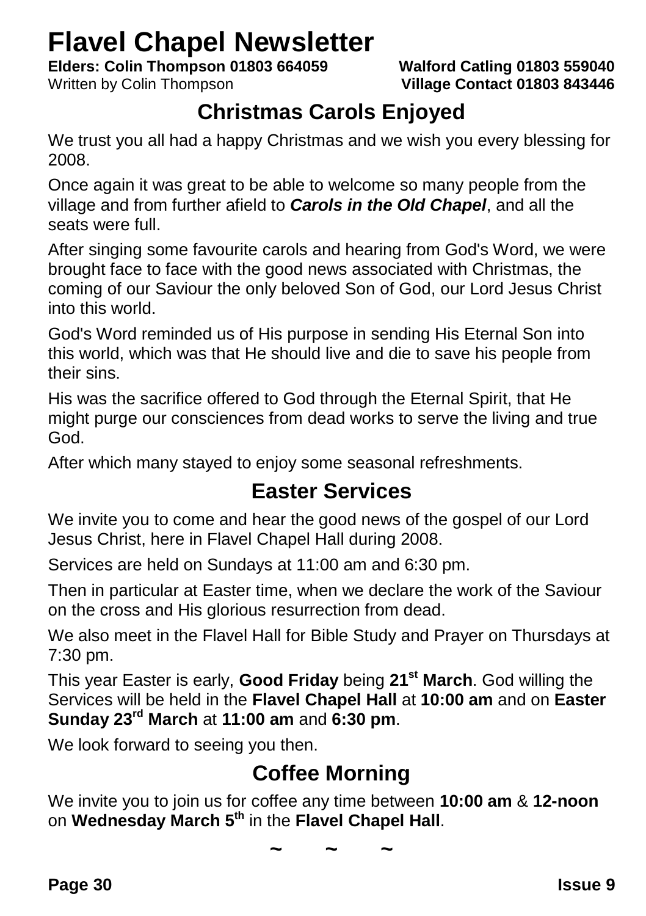# Flavel Chapel Newsletter

**Elders: Colin Thompson 01803 664059** **Walford Catling 01803 559040**

Written by Colin Thompson **Village Contact 01803 843446**

## Christmas Carols Enjoyed

We trust you all had a happy Christmas and we wish you every blessing for 2008.

Once again it was great to be able to welcome so many people from the village and from further afield to ***Carols in the Old Chapel***, and all the seats were full.

After singing some favourite carols and hearing from God's Word, we were brought face to face with the good news associated with Christmas, the coming of our Saviour the only beloved Son of God, our Lord Jesus Christ into this world.

God's Word reminded us of His purpose in sending His Eternal Son into this world, which was that He should live and die to save his people from their sins.

His was the sacrifice offered to God through the Eternal Spirit, that He might purge our consciences from dead works to serve the living and true God.

After which many stayed to enjoy some seasonal refreshments.

## Easter Services

We invite you to come and hear the good news of the gospel of our Lord Jesus Christ, here in Flavel Chapel Hall during 2008.

Services are held on Sundays at 11:00 am and 6:30 pm.

Then in particular at Easter time, when we declare the work of the Saviour on the cross and His glorious resurrection from dead.

We also meet in the Flavel Hall for Bible Study and Prayer on Thursdays at 7:30 pm.

This year Easter is early, **Good Friday** being **21st March**. God willing the Services will be held in the **Flavel Chapel Hall** at **10:00 am** and on **Easter Sunday 23rd March** at **11:00 am** and **6:30 pm**.

We look forward to seeing you then.

## Coffee Morning

We invite you to join us for coffee any time between **10:00 am** & **12-noon** on **Wednesday March 5th** in the **Flavel Chapel Hall**.

~ ~ ~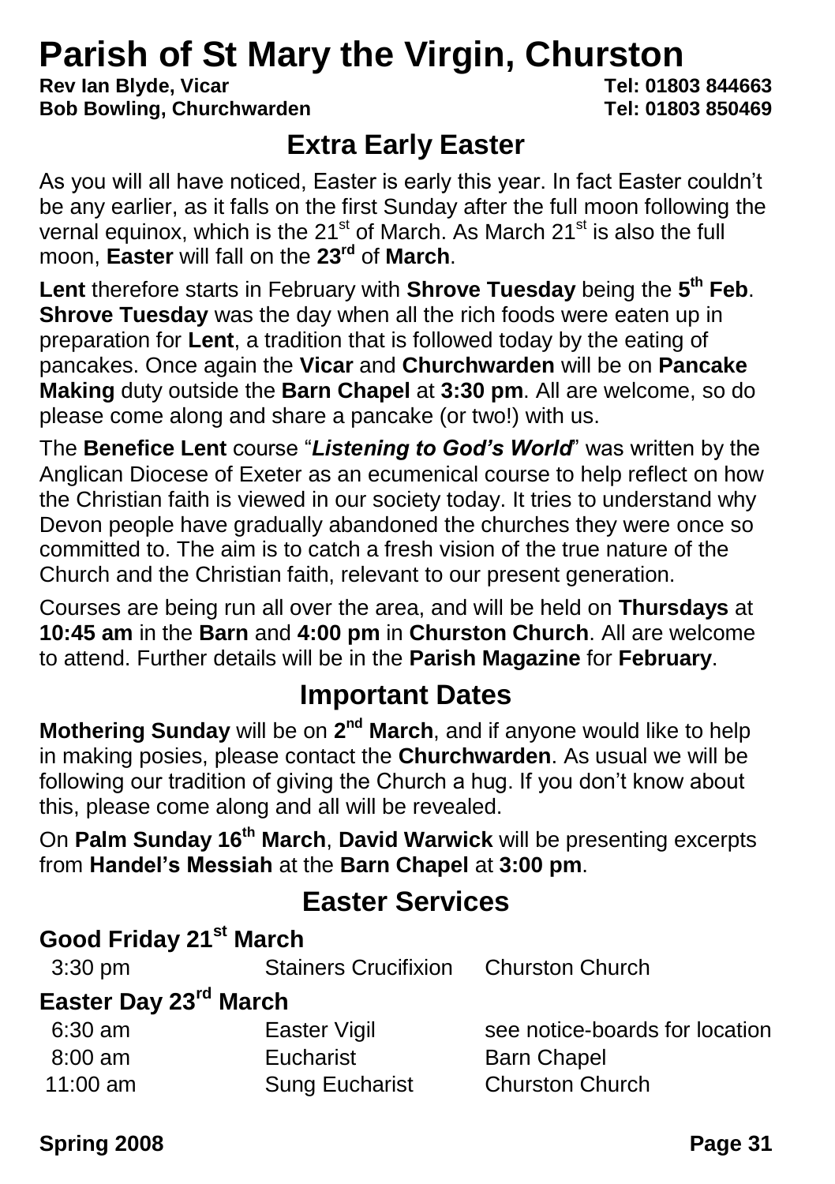# Parish of St Mary the Virgin, Churston

**Rev Ian Blyde, Vicar** **Tel: 01803 844663**
**Bob Bowling, Churchwarden** **Tel: 01803 850469**

## Extra Early Easter

As you will all have noticed, Easter is early this year. In fact Easter couldn't be any earlier, as it falls on the first Sunday after the full moon following the vernal equinox, which is the 21st of March. As March 21st is also the full moon, **Easter** will fall on the **23rd** of **March**.

**Lent** therefore starts in February with **Shrove Tuesday** being the **5th Feb**. **Shrove Tuesday** was the day when all the rich foods were eaten up in preparation for **Lent**, a tradition that is followed today by the eating of pancakes. Once again the **Vicar** and **Churchwarden** will be on **Pancake Making** duty outside the **Barn Chapel** at **3:30 pm**. All are welcome, so do please come along and share a pancake (or two!) with us.

The **Benefice Lent** course "***Listening to God's World***" was written by the Anglican Diocese of Exeter as an ecumenical course to help reflect on how the Christian faith is viewed in our society today. It tries to understand why Devon people have gradually abandoned the churches they were once so committed to. The aim is to catch a fresh vision of the true nature of the Church and the Christian faith, relevant to our present generation.

Courses are being run all over the area, and will be held on **Thursdays** at **10:45 am** in the **Barn** and **4:00 pm** in **Churston Church**. All are welcome to attend. Further details will be in the **Parish Magazine** for **February**.

## Important Dates

**Mothering Sunday** will be on **2nd March**, and if anyone would like to help in making posies, please contact the **Churchwarden**. As usual we will be following our tradition of giving the Church a hug. If you don't know about this, please come along and all will be revealed.

On **Palm Sunday 16th March**, **David Warwick** will be presenting excerpts from **Handel's Messiah** at the **Barn Chapel** at **3:00 pm**.

## Easter Services

**Good Friday 21st March**

| | | |
|---|---|---|
| 3:30 pm | Stainers Crucifixion | Churston Church |

**Easter Day 23rd March**

| | | |
|---|---|---|
| 6:30 am | Easter Vigil | see notice-boards for location |
| 8:00 am | Eucharist | Barn Chapel |
| 11:00 am | Sung Eucharist | Churston Church |

**Spring 2008**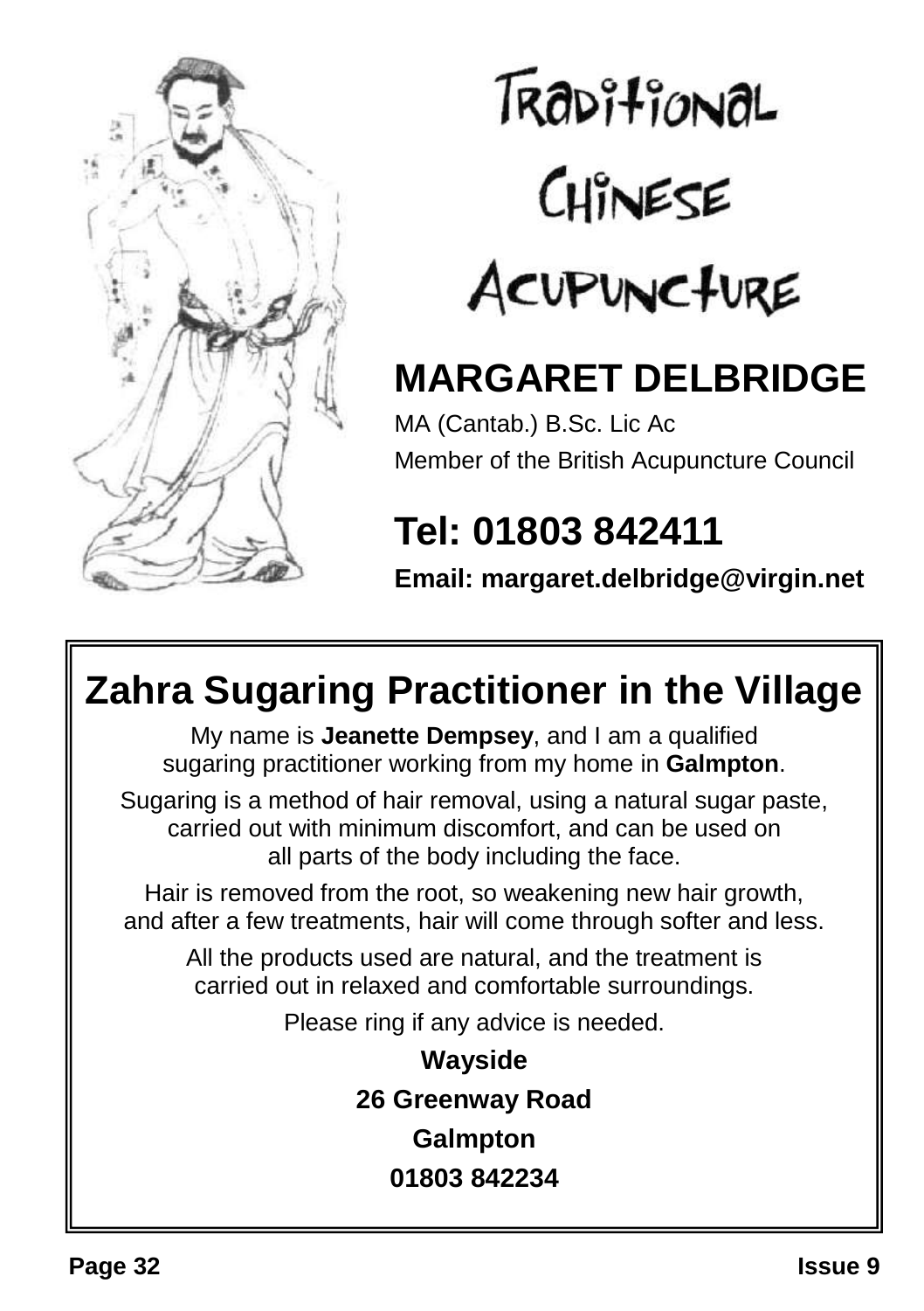# Traditional Chinese Acupuncture

## MARGARET DELBRIDGE

MA (Cantab.) B.Sc. Lic Ac

Member of the British Acupuncture Council

## Tel: 01803 842411

**Email: margaret.delbridge@virgin.net**

## Zahra Sugaring Practitioner in the Village

My name is **Jeanette Dempsey**, and I am a qualified sugaring practitioner working from my home in **Galmpton**.

Sugaring is a method of hair removal, using a natural sugar paste, carried out with minimum discomfort, and can be used on all parts of the body including the face.

Hair is removed from the root, so weakening new hair growth, and after a few treatments, hair will come through softer and less.

All the products used are natural, and the treatment is carried out in relaxed and comfortable surroundings.

Please ring if any advice is needed.

**Wayside**

**26 Greenway Road**

**Galmpton**

**01803 842234**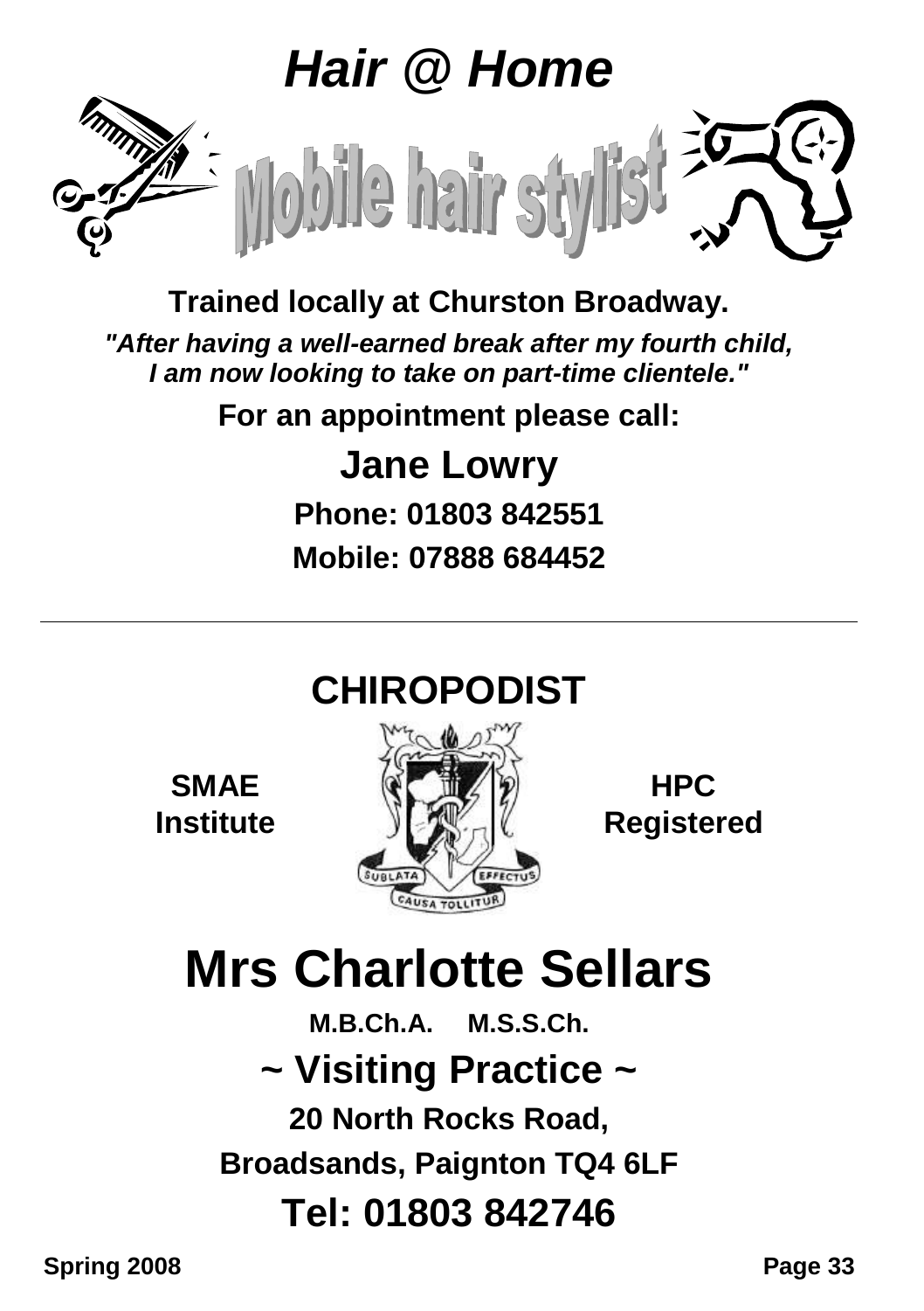# *Hair @ Home*

## Mobile hair stylist

**Trained locally at Churston Broadway.**

***"After having a well-earned break after my fourth child, I am now looking to take on part-time clientele."***

**For an appointment please call:**

## Jane Lowry

**Phone: 01803 842551**

**Mobile: 07888 684452**

---

# CHIROPODIST

**SMAE Institute**

**HPC Registered**

SUBLATA CAUSA TOLLITUR EFFECTUS

# Mrs Charlotte Sellars

**M.B.Ch.A. M.S.S.Ch.**

## ~ Visiting Practice ~

**20 North Rocks Road,**

**Broadsands, Paignton TQ4 6LF**

## Tel: 01803 842746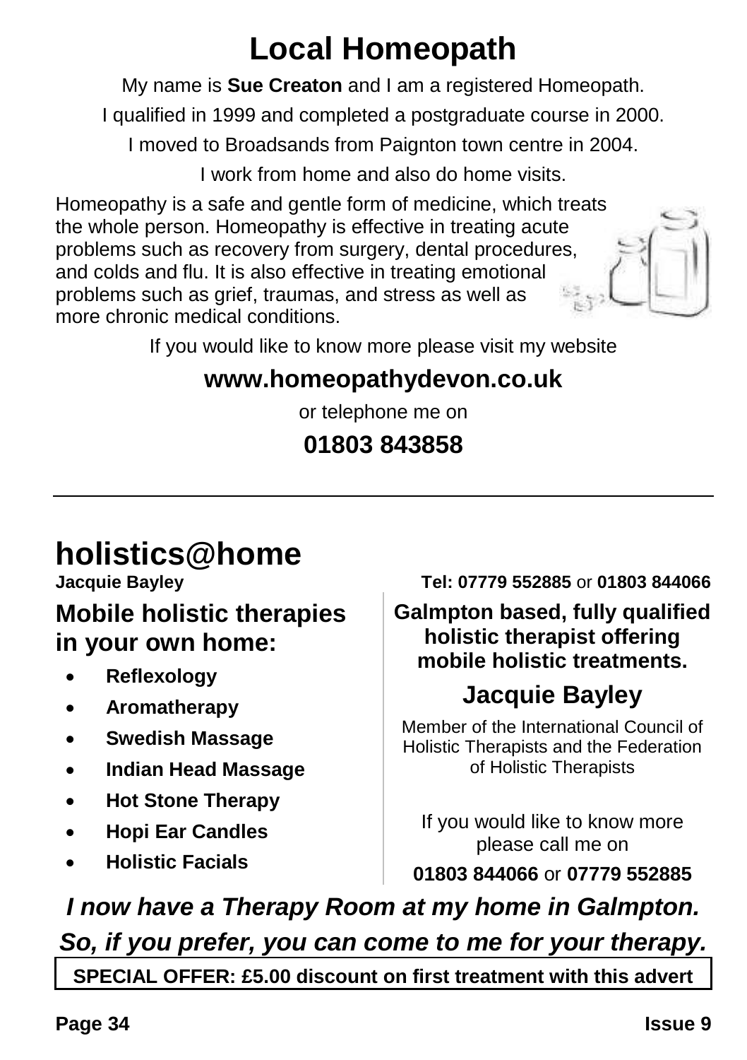# Local Homeopath

My name is **Sue Creaton** and I am a registered Homeopath.

I qualified in 1999 and completed a postgraduate course in 2000.

I moved to Broadsands from Paignton town centre in 2004.

I work from home and also do home visits.

Homeopathy is a safe and gentle form of medicine, which treats the whole person. Homeopathy is effective in treating acute problems such as recovery from surgery, dental procedures, and colds and flu. It is also effective in treating emotional problems such as grief, traumas, and stress as well as more chronic medical conditions.

If you would like to know more please visit my website

**www.homeopathydevon.co.uk**

or telephone me on

**01803 843858**

---

# holistics@home

**Jacquie Bayley** **Tel: 07779 552885** or **01803 844066**

## Mobile holistic therapies in your own home:

- **Reflexology**
- **Aromatherapy**
- **Swedish Massage**
- **Indian Head Massage**
- **Hot Stone Therapy**
- **Hopi Ear Candles**
- **Holistic Facials**

**Galmpton based, fully qualified holistic therapist offering mobile holistic treatments.**

## Jacquie Bayley

Member of the International Council of Holistic Therapists and the Federation of Holistic Therapists

If you would like to know more please call me on

**01803 844066** or **07779 552885**

***I now have a Therapy Room at my home in Galmpton. So, if you prefer, you can come to me for your therapy.***

**SPECIAL OFFER: £5.00 discount on first treatment with this advert**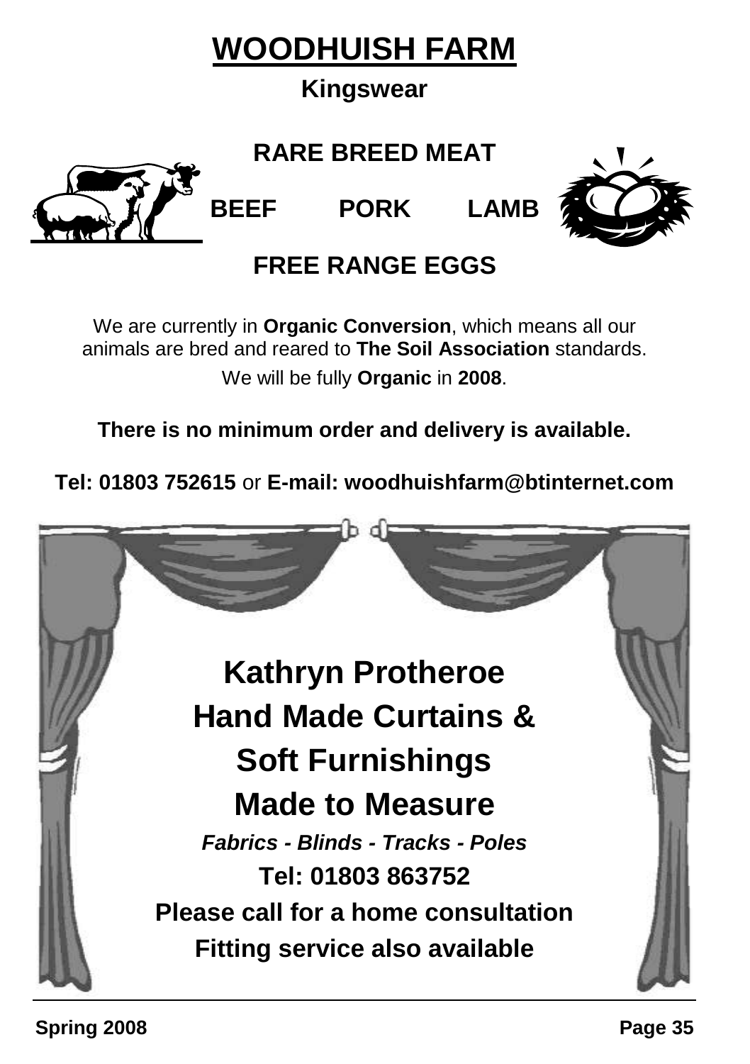# WOODHUISH FARM

## Kingswear

**RARE BREED MEAT**

**BEEF PORK LAMB**

**FREE RANGE EGGS**

We are currently in **Organic Conversion**, which means all our animals are bred and reared to **The Soil Association** standards.

We will be fully **Organic** in **2008**.

**There is no minimum order and delivery is available.**

**Tel: 01803 752615** or **E-mail: woodhuishfarm@btinternet.com**

## Kathryn Protheroe
## Hand Made Curtains & Soft Furnishings
## Made to Measure

***Fabrics - Blinds - Tracks - Poles***

**Tel: 01803 863752**

**Please call for a home consultation**

**Fitting service also available**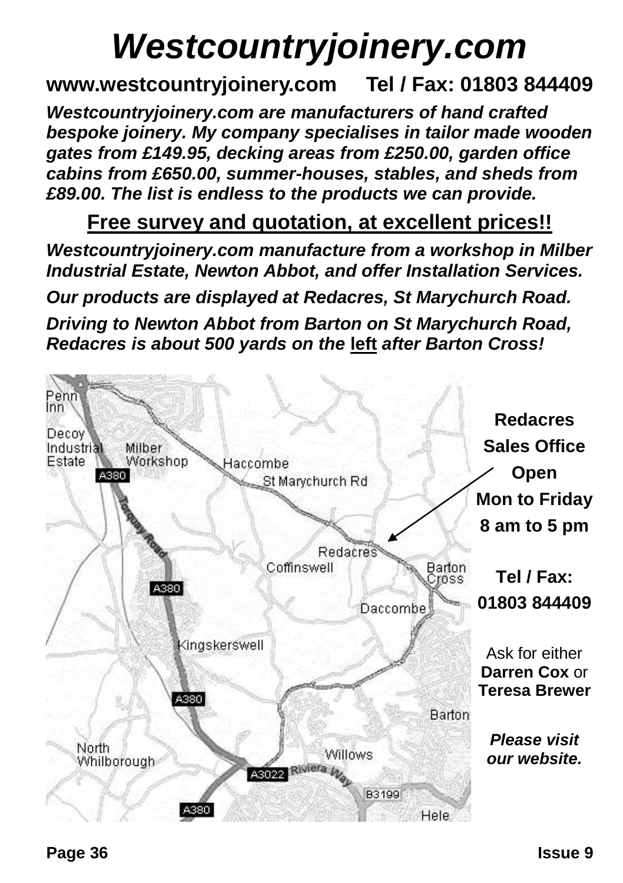# *Westcountryjoinery.com*

**www.westcountryjoinery.com Tel / Fax: 01803 844409**

***Westcountryjoinery.com are manufacturers of hand crafted bespoke joinery. My company specialises in tailor made wooden gates from £149.95, decking areas from £250.00, garden office cabins from £650.00, summer-houses, stables, and sheds from £89.00. The list is endless to the products we can provide.***

## Free survey and quotation, at excellent prices!!

***Westcountryjoinery.com manufacture from a workshop in Milber Industrial Estate, Newton Abbot, and offer Installation Services.***

***Our products are displayed at Redacres, St Marychurch Road.***

***Driving to Newton Abbot from Barton on St Marychurch Road, Redacres is about 500 yards on the left after Barton Cross!***

Penn Inn
Decoy Industrial Estate
Milber Workshop
A380
Torquay Road
Haccombe
St Marychurch Rd
Redacres
Coffinswell
Barton Cross
Daccombe
Kingskerswell
Barton
North Whilborough
Willows
A3022
Riviera Way
B3199
Hele

**Redacres Sales Office Open Mon to Friday 8 am to 5 pm**

**Tel / Fax: 01803 844409**

Ask for either **Darren Cox** or **Teresa Brewer**

***Please visit our website.***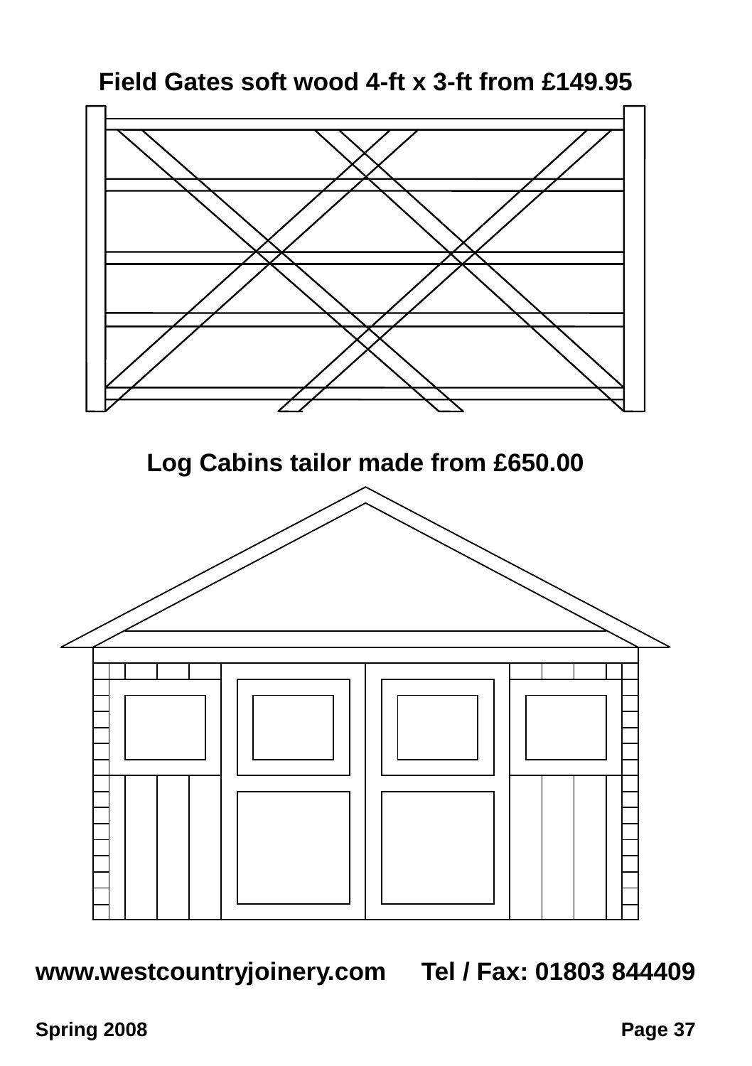**Field Gates soft wood 4-ft x 3-ft from £149.95**

**Log Cabins tailor made from £650.00**

**www.westcountryjoinery.com     Tel / Fax: 01803 844409**

**Spring 2008**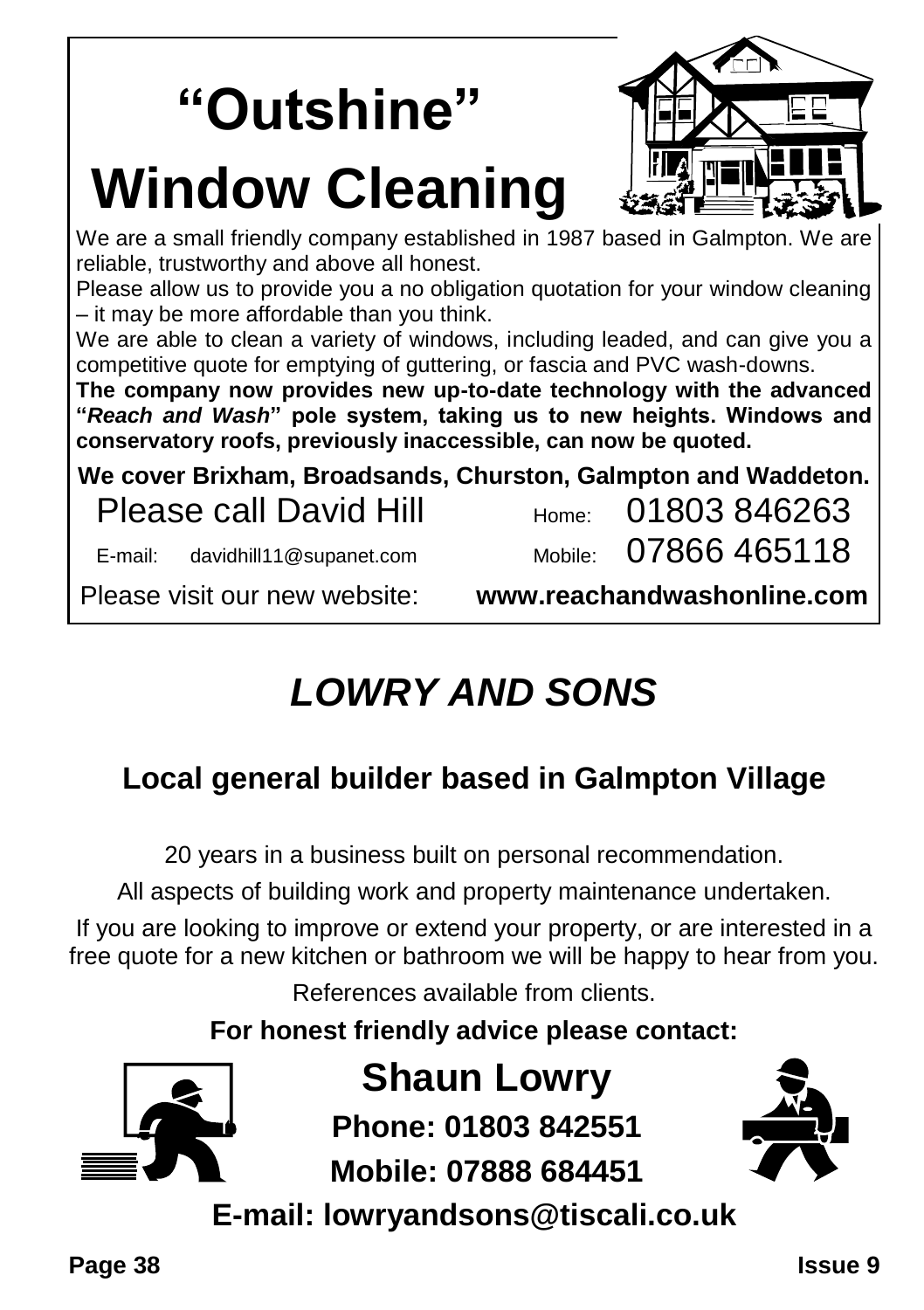# "Outshine" Window Cleaning

We are a small friendly company established in 1987 based in Galmpton. We are reliable, trustworthy and above all honest.

Please allow us to provide you a no obligation quotation for your window cleaning – it may be more affordable than you think.

We are able to clean a variety of windows, including leaded, and can give you a competitive quote for emptying of guttering, or fascia and PVC wash-downs.

**The company now provides new up-to-date technology with the advanced "*Reach and Wash*" pole system, taking us to new heights. Windows and conservatory roofs, previously inaccessible, can now be quoted.**

**We cover Brixham, Broadsands, Churston, Galmpton and Waddeton.**

Please call David Hill — Home: 01803 846263

E-mail: davidhill11@supanet.com — Mobile: 07866 465118

Please visit our new website: **www.reachandwashonline.com**

# *LOWRY AND SONS*

## Local general builder based in Galmpton Village

20 years in a business built on personal recommendation.

All aspects of building work and property maintenance undertaken.

If you are looking to improve or extend your property, or are interested in a free quote for a new kitchen or bathroom we will be happy to hear from you.

References available from clients.

**For honest friendly advice please contact:**

## Shaun Lowry

**Phone: 01803 842551**

**Mobile: 07888 684451**

**E-mail: lowryandsons@tiscali.co.uk**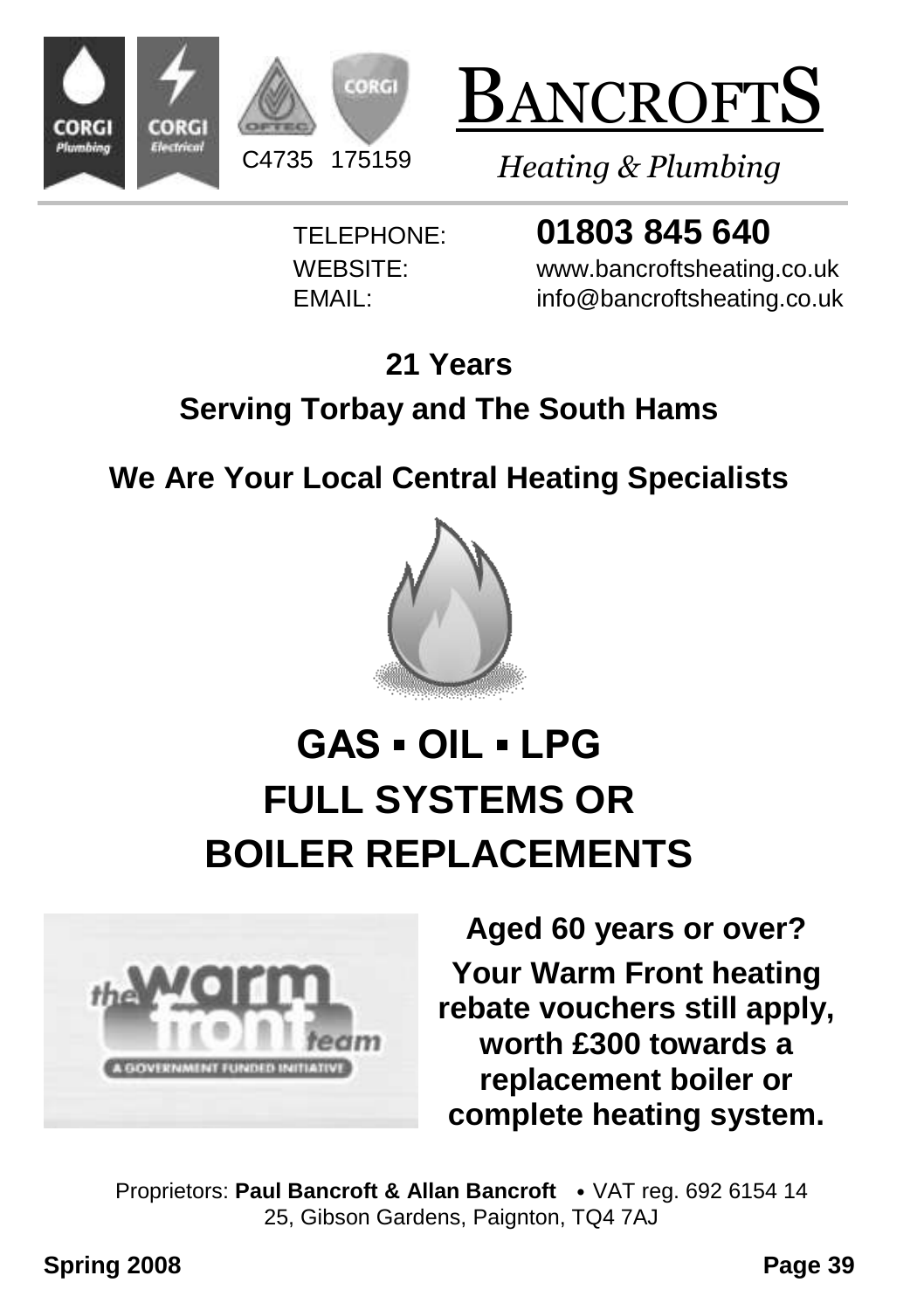CORGI Plumbing CORGI Electrical OFTEC CORGI

C4735 175159

# BANCROFTS

*Heating & Plumbing*

TELEPHONE: **01803 845 640**
WEBSITE: www.bancroftsheating.co.uk
EMAIL: info@bancroftsheating.co.uk

**21 Years**

**Serving Torbay and The South Hams**

**We Are Your Local Central Heating Specialists**

# GAS ▪ OIL ▪ LPG
# FULL SYSTEMS OR BOILER REPLACEMENTS

the warm front team
A GOVERNMENT FUNDED INITIATIVE

**Aged 60 years or over?**

**Your Warm Front heating rebate vouchers still apply, worth £300 towards a replacement boiler or complete heating system.**

Proprietors: **Paul Bancroft & Allan Bancroft** • VAT reg. 692 6154 14
25, Gibson Gardens, Paignton, TQ4 7AJ

**Spring 2008**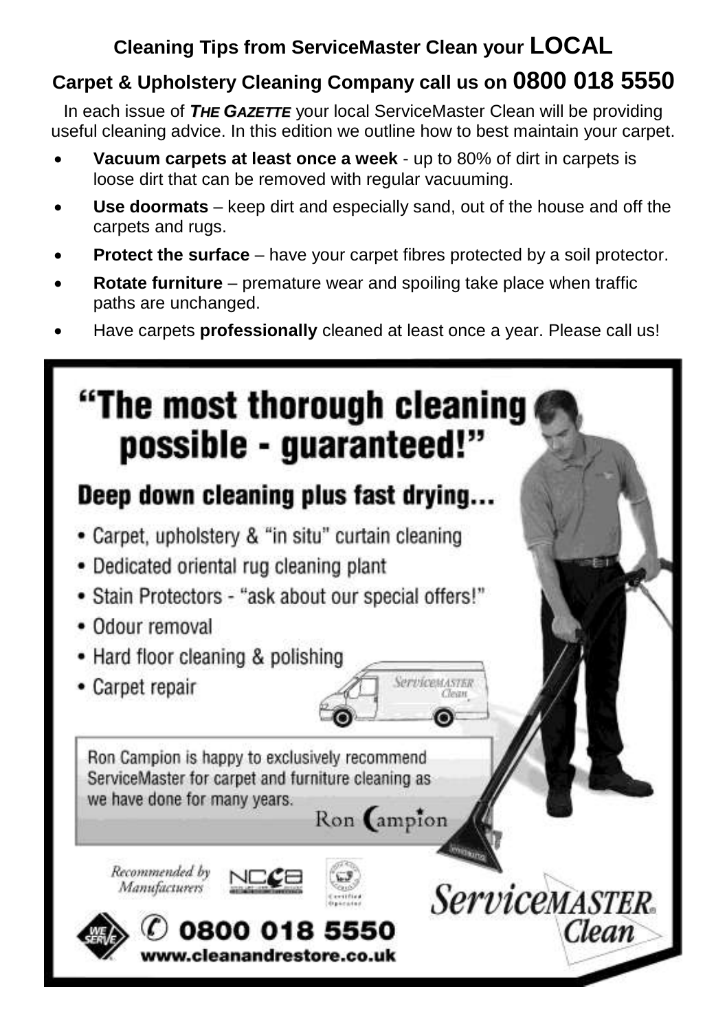## Cleaning Tips from ServiceMaster Clean your LOCAL Carpet & Upholstery Cleaning Company call us on 0800 018 5550

In each issue of ***The Gazette*** your local ServiceMaster Clean will be providing useful cleaning advice. In this edition we outline how to best maintain your carpet.

- **Vacuum carpets at least once a week** - up to 80% of dirt in carpets is loose dirt that can be removed with regular vacuuming.
- **Use doormats** – keep dirt and especially sand, out of the house and off the carpets and rugs.
- **Protect the surface** – have your carpet fibres protected by a soil protector.
- **Rotate furniture** – premature wear and spoiling take place when traffic paths are unchanged.
- Have carpets **professionally** cleaned at least once a year. Please call us!

# "The most thorough cleaning possible - guaranteed!"

## Deep down cleaning plus fast drying...

- Carpet, upholstery & "in situ" curtain cleaning
- Dedicated oriental rug cleaning plant
- Stain Protectors - "ask about our special offers!"
- Odour removal
- Hard floor cleaning & polishing
- Carpet repair

Ron Campion is happy to exclusively recommend ServiceMaster for carpet and furniture cleaning as we have done for many years.

Ron Campion

*Recommended by Manufacturers*

NCCB

Certified Operator

WE SERVE

0800 018 5550

www.cleanandrestore.co.uk

ServiceMASTER Clean